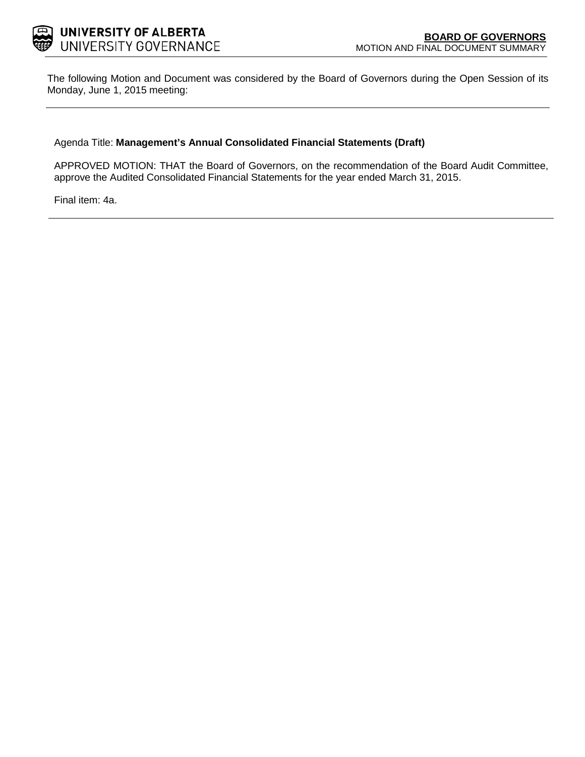**UNIVERSITY OF ALBERTA**
UNIVERSITY GOVERNANCE

**BOARD OF GOVERNORS**
MOTION AND FINAL DOCUMENT SUMMARY

The following Motion and Document was considered by the Board of Governors during the Open Session of its Monday, June 1, 2015 meeting:

---

Agenda Title: **Management's Annual Consolidated Financial Statements (Draft)**

APPROVED MOTION: THAT the Board of Governors, on the recommendation of the Board Audit Committee, approve the Audited Consolidated Financial Statements for the year ended March 31, 2015.

Final item: 4a.

---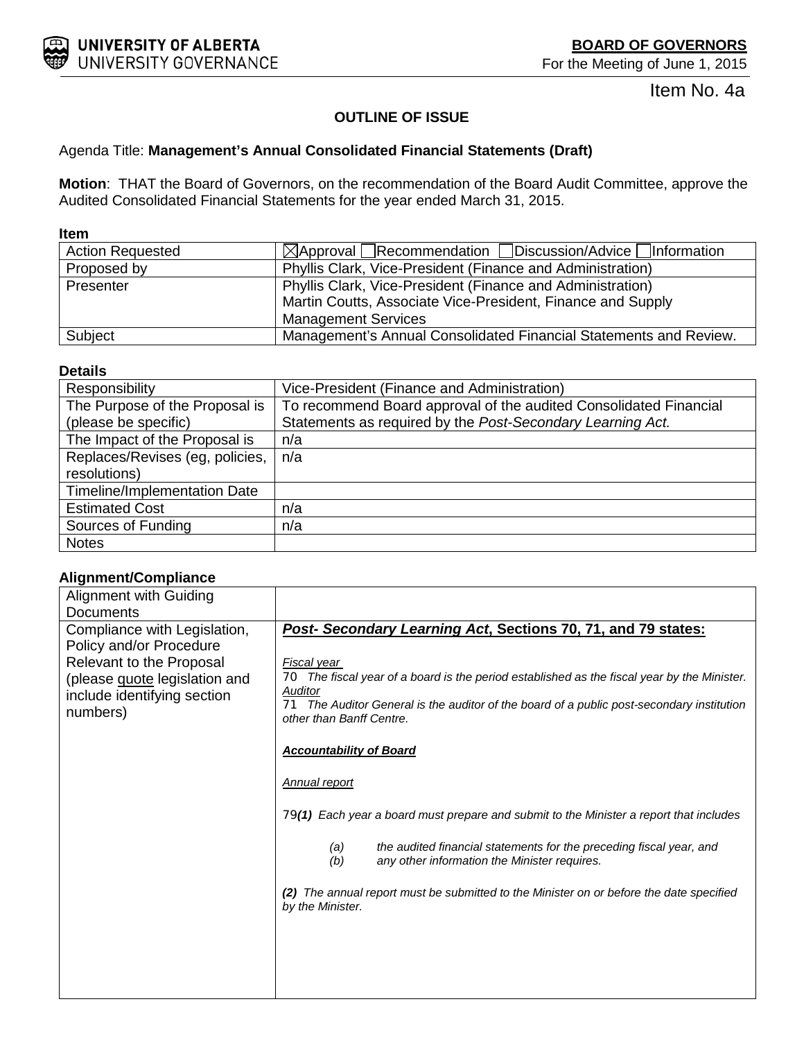**BOARD OF GOVERNORS**
For the Meeting of June 1, 2015

Item No. 4a

### OUTLINE OF ISSUE

Agenda Title: **Management's Annual Consolidated Financial Statements (Draft)**

**Motion**: THAT the Board of Governors, on the recommendation of the Board Audit Committee, approve the Audited Consolidated Financial Statements for the year ended March 31, 2015.

**Item**

| | |
|---|---|
| Action Requested | ☒Approval ☐Recommendation ☐Discussion/Advice ☐Information |
| Proposed by | Phyllis Clark, Vice-President (Finance and Administration) |
| Presenter | Phyllis Clark, Vice-President (Finance and Administration)<br>Martin Coutts, Associate Vice-President, Finance and Supply Management Services |
| Subject | Management's Annual Consolidated Financial Statements and Review. |

**Details**

| | |
|---|---|
| Responsibility | Vice-President (Finance and Administration) |
| The Purpose of the Proposal is (please be specific) | To recommend Board approval of the audited Consolidated Financial Statements as required by the *Post-Secondary Learning Act.* |
| The Impact of the Proposal is | n/a |
| Replaces/Revises (eg, policies, resolutions) | n/a |
| Timeline/Implementation Date | |
| Estimated Cost | n/a |
| Sources of Funding | n/a |
| Notes | |

**Alignment/Compliance**

| | |
|---|---|
| Alignment with Guiding Documents | |
| Compliance with Legislation, Policy and/or Procedure Relevant to the Proposal (please quote legislation and include identifying section numbers) | ***Post- Secondary Learning Act*, Sections 70, 71, and 79 states:**<br><br>*Fiscal year*<br>70 *The fiscal year of a board is the period established as the fiscal year by the Minister.*<br>*Auditor*<br>71 *The Auditor General is the auditor of the board of a public post-secondary institution other than Banff Centre.*<br><br>***Accountability of Board***<br><br>*Annual report*<br><br>79***(1)*** *Each year a board must prepare and submit to the Minister a report that includes*<br><br>*(a) the audited financial statements for the preceding fiscal year, and*<br>*(b) any other information the Minister requires.*<br><br>***(2)*** *The annual report must be submitted to the Minister on or before the date specified by the Minister.* |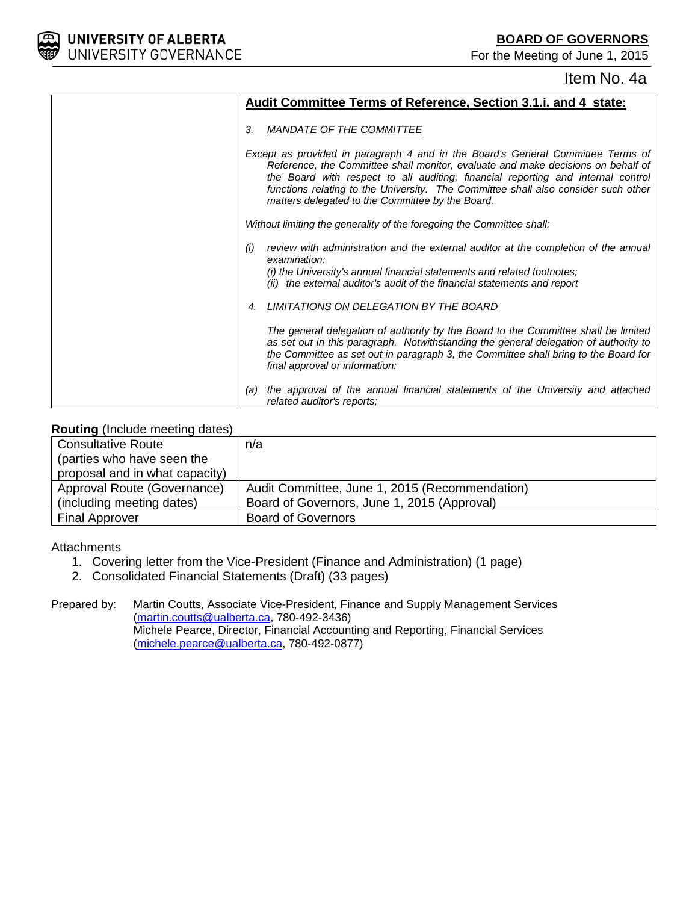Item No. 4a

| | **Audit Committee Terms of Reference, Section 3.1.i. and 4 state:**<br><br>*3. MANDATE OF THE COMMITTEE*<br><br>*Except as provided in paragraph 4 and in the Board's General Committee Terms of Reference, the Committee shall monitor, evaluate and make decisions on behalf of the Board with respect to all auditing, financial reporting and internal control functions relating to the University. The Committee shall also consider such other matters delegated to the Committee by the Board.*<br><br>*Without limiting the generality of the foregoing the Committee shall:*<br><br>*(i) review with administration and the external auditor at the completion of the annual examination:*<br>*(i) the University's annual financial statements and related footnotes;*<br>*(ii) the external auditor's audit of the financial statements and report*<br><br>*4. LIMITATIONS ON DELEGATION BY THE BOARD*<br><br>*The general delegation of authority by the Board to the Committee shall be limited as set out in this paragraph. Notwithstanding the general delegation of authority to the Committee as set out in paragraph 3, the Committee shall bring to the Board for final approval or information:*<br><br>*(a) the approval of the annual financial statements of the University and attached related auditor's reports;* |
|---|---|

**Routing** (Include meeting dates)

| | |
|---|---|
| Consultative Route (parties who have seen the proposal and in what capacity) | n/a |
| Approval Route (Governance) (including meeting dates) | Audit Committee, June 1, 2015 (Recommendation)<br>Board of Governors, June 1, 2015 (Approval) |
| Final Approver | Board of Governors |

Attachments

1. Covering letter from the Vice-President (Finance and Administration) (1 page)
2. Consolidated Financial Statements (Draft) (33 pages)

Prepared by: Martin Coutts, Associate Vice-President, Finance and Supply Management Services (martin.coutts@ualberta.ca, 780-492-3436)
Michele Pearce, Director, Financial Accounting and Reporting, Financial Services (michele.pearce@ualberta.ca, 780-492-0877)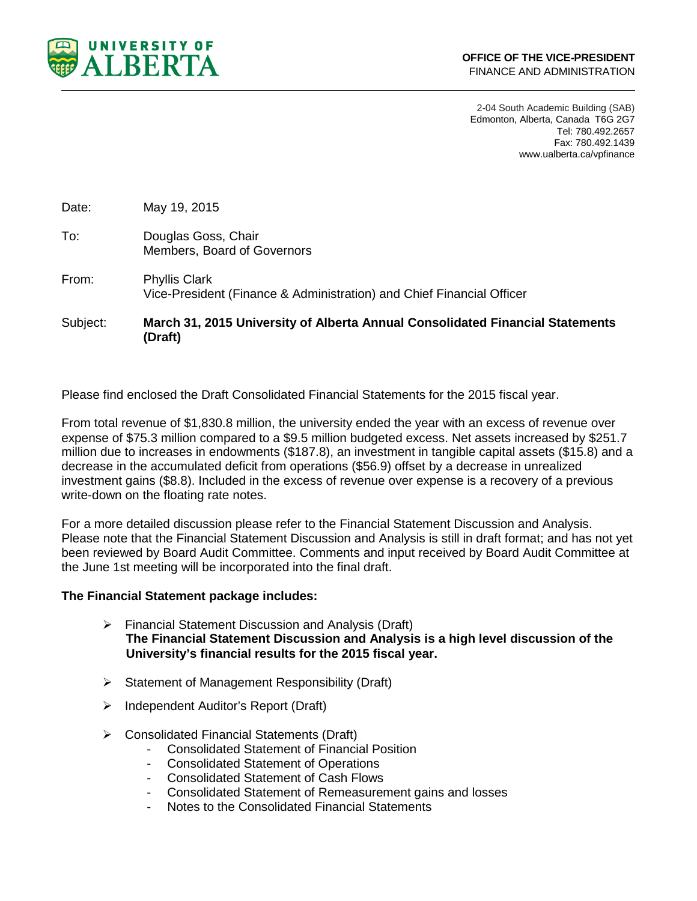**UNIVERSITY OF ALBERTA**

**OFFICE OF THE VICE-PRESIDENT**
FINANCE AND ADMINISTRATION

2-04 South Academic Building (SAB)
Edmonton, Alberta, Canada T6G 2G7
Tel: 780.492.2657
Fax: 780.492.1439
www.ualberta.ca/vpfinance

Date: May 19, 2015

To: Douglas Goss, Chair
Members, Board of Governors

From: Phyllis Clark
Vice-President (Finance & Administration) and Chief Financial Officer

Subject: **March 31, 2015 University of Alberta Annual Consolidated Financial Statements (Draft)**

Please find enclosed the Draft Consolidated Financial Statements for the 2015 fiscal year.

From total revenue of $1,830.8 million, the university ended the year with an excess of revenue over expense of $75.3 million compared to a $9.5 million budgeted excess. Net assets increased by $251.7 million due to increases in endowments ($187.8), an investment in tangible capital assets ($15.8) and a decrease in the accumulated deficit from operations ($56.9) offset by a decrease in unrealized investment gains ($8.8). Included in the excess of revenue over expense is a recovery of a previous write-down on the floating rate notes.

For a more detailed discussion please refer to the Financial Statement Discussion and Analysis. Please note that the Financial Statement Discussion and Analysis is still in draft format; and has not yet been reviewed by Board Audit Committee. Comments and input received by Board Audit Committee at the June 1st meeting will be incorporated into the final draft.

**The Financial Statement package includes:**

- Financial Statement Discussion and Analysis (Draft)
  **The Financial Statement Discussion and Analysis is a high level discussion of the University's financial results for the 2015 fiscal year.**
- Statement of Management Responsibility (Draft)
- Independent Auditor's Report (Draft)
- Consolidated Financial Statements (Draft)
  - Consolidated Statement of Financial Position
  - Consolidated Statement of Operations
  - Consolidated Statement of Cash Flows
  - Consolidated Statement of Remeasurement gains and losses
  - Notes to the Consolidated Financial Statements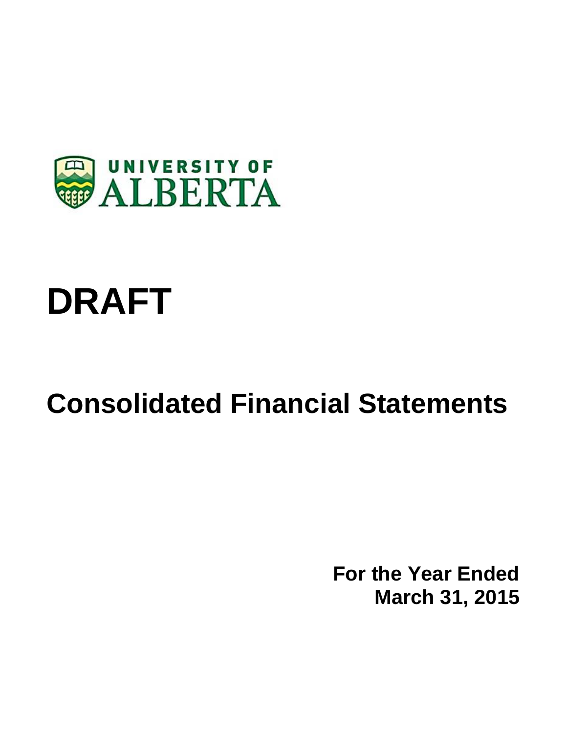UNIVERSITY OF ALBERTA

# DRAFT

# Consolidated Financial Statements

**For the Year Ended**
**March 31, 2015**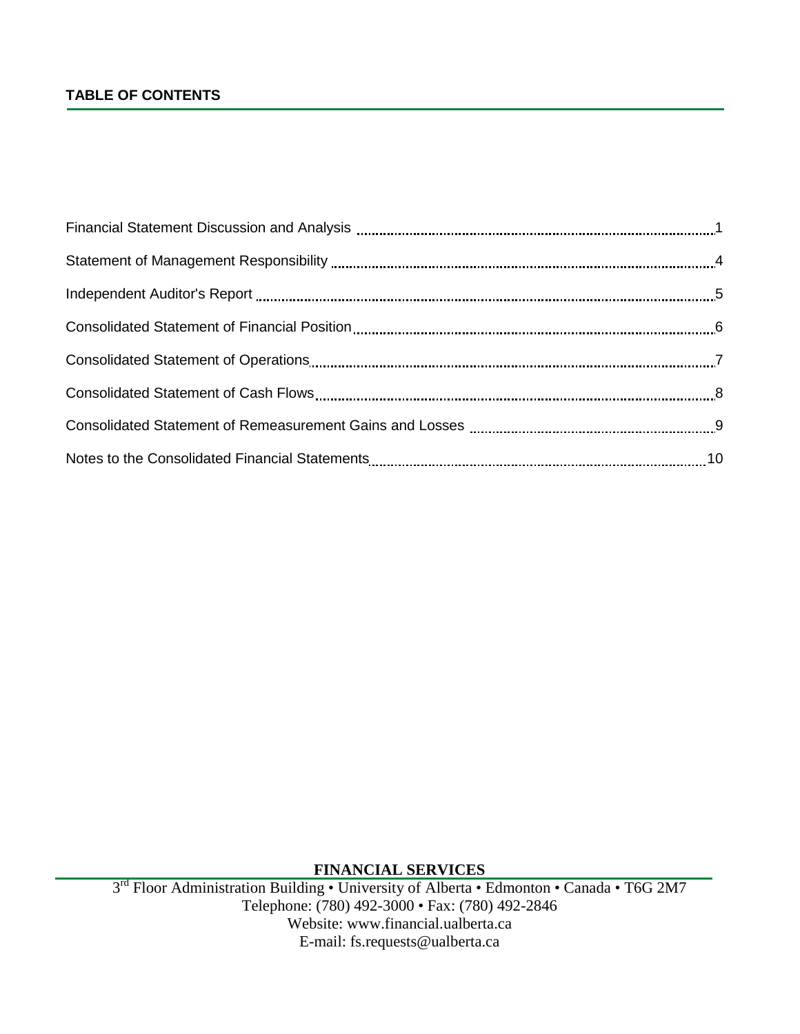## TABLE OF CONTENTS

| | |
|---|---|
| Financial Statement Discussion and Analysis | 1 |
| Statement of Management Responsibility | 4 |
| Independent Auditor's Report | 5 |
| Consolidated Statement of Financial Position | 6 |
| Consolidated Statement of Operations | 7 |
| Consolidated Statement of Cash Flows | 8 |
| Consolidated Statement of Remeasurement Gains and Losses | 9 |
| Notes to the Consolidated Financial Statements | 10 |

**FINANCIAL SERVICES**

3rd Floor Administration Building • University of Alberta • Edmonton • Canada • T6G 2M7
Telephone: (780) 492-3000 • Fax: (780) 492-2846
Website: www.financial.ualberta.ca
E-mail: fs.requests@ualberta.ca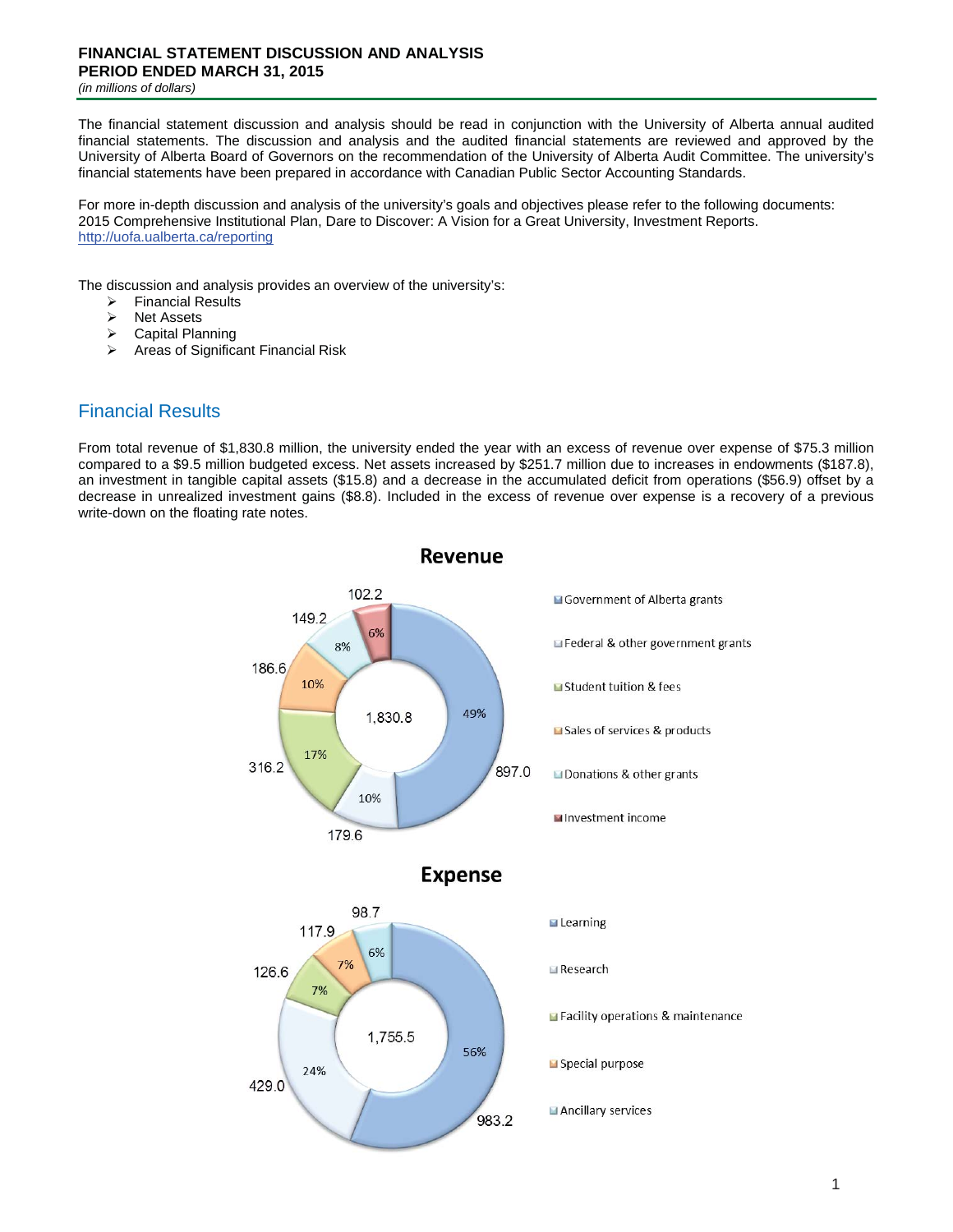**FINANCIAL STATEMENT DISCUSSION AND ANALYSIS**
**PERIOD ENDED MARCH 31, 2015**
*(in millions of dollars)*

The financial statement discussion and analysis should be read in conjunction with the University of Alberta annual audited financial statements. The discussion and analysis and the audited financial statements are reviewed and approved by the University of Alberta Board of Governors on the recommendation of the University of Alberta Audit Committee. The university's financial statements have been prepared in accordance with Canadian Public Sector Accounting Standards.

For more in-depth discussion and analysis of the university's goals and objectives please refer to the following documents: 2015 Comprehensive Institutional Plan, Dare to Discover: A Vision for a Great University, Investment Reports.
http://uofa.ualberta.ca/reporting

The discussion and analysis provides an overview of the university's:

- Financial Results
- Net Assets
- Capital Planning
- Areas of Significant Financial Risk

## Financial Results

From total revenue of $1,830.8 million, the university ended the year with an excess of revenue over expense of $75.3 million compared to a $9.5 million budgeted excess. Net assets increased by $251.7 million due to increases in endowments ($187.8), an investment in tangible capital assets ($15.8) and a decrease in the accumulated deficit from operations ($56.9) offset by a decrease in unrealized investment gains ($8.8). Included in the excess of revenue over expense is a recovery of a previous write-down on the floating rate notes.

**Revenue**

Total: 1,830.8

| Category | Amount | % |
|---|---|---|
| Government of Alberta grants | 897.0 | 49% |
| Federal & other government grants | 179.6 | 10% |
| Student tuition & fees | 316.2 | 17% |
| Sales of services & products | 186.6 | 10% |
| Donations & other grants | 149.2 | 8% |
| Investment income | 102.2 | 6% |

**Expense**

Total: 1,755.5

| Category | Amount | % |
|---|---|---|
| Learning | 983.2 | 56% |
| Research | 429.0 | 24% |
| Facility operations & maintenance | 126.6 | 7% |
| Special purpose | 117.9 | 7% |
| Ancillary services | 98.7 | 6% |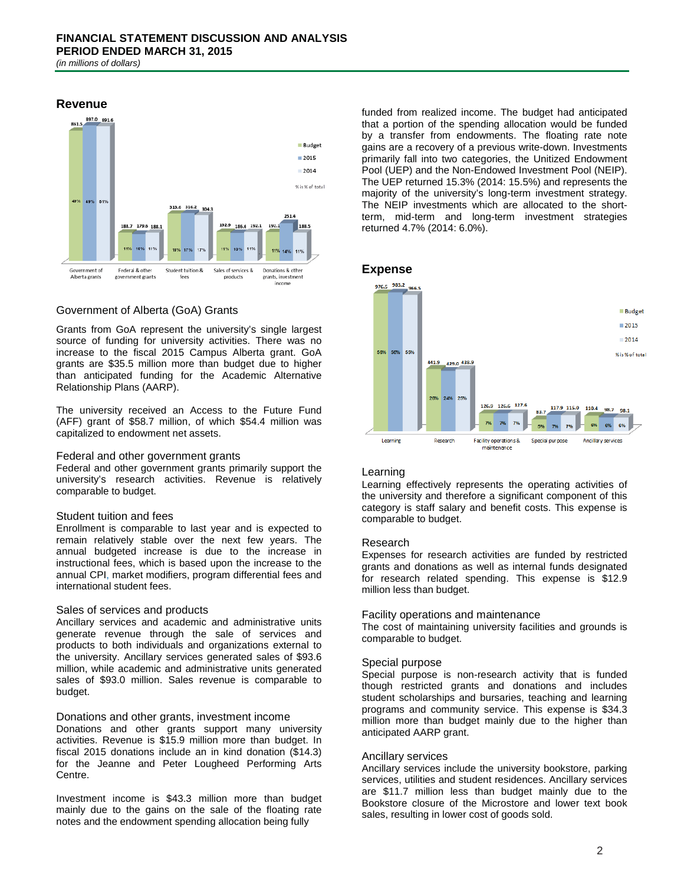# FINANCIAL STATEMENT DISCUSSION AND ANALYSIS
## PERIOD ENDED MARCH 31, 2015
*(in millions of dollars)*

## Revenue

| | Budget | 2015 | 2014 |
|---|---|---|---|
| Government of Alberta grants | 861.5 (49%) | 897.0 (49%) | 891.6 (51%) |
| Federal & other government grants | 184.7 (11%) | 179.6 (10%) | 188.1 (11%) |
| Student tuition & fees | 313.0 (18%) | 316.2 (17%) | 304.3 (17%) |
| Sales of services & products | 192.9 (11%) | 186.6 (10%) | 192.1 (11%) |
| Donations & other grants, investment income | 192.1 (11%) | 251.4 (14%) | 188.5 (11%) |

% is % of total

### Government of Alberta (GoA) Grants

Grants from GoA represent the university's single largest source of funding for university activities. There was no increase to the fiscal 2015 Campus Alberta grant. GoA grants are $35.5 million more than budget due to higher than anticipated funding for the Academic Alternative Relationship Plans (AARP).

The university received an Access to the Future Fund (AFF) grant of $58.7 million, of which $54.4 million was capitalized to endowment net assets.

### Federal and other government grants

Federal and other government grants primarily support the university's research activities. Revenue is relatively comparable to budget.

### Student tuition and fees

Enrollment is comparable to last year and is expected to remain relatively stable over the next few years. The annual budgeted increase is due to the increase in instructional fees, which is based upon the increase to the annual CPI, market modifiers, program differential fees and international student fees.

### Sales of services and products

Ancillary services and academic and administrative units generate revenue through the sale of services and products to both individuals and organizations external to the university. Ancillary services generated sales of $93.6 million, while academic and administrative units generated sales of $93.0 million. Sales revenue is comparable to budget.

### Donations and other grants, investment income

Donations and other grants support many university activities. Revenue is $15.9 million more than budget. In fiscal 2015 donations include an in kind donation ($14.3) for the Jeanne and Peter Lougheed Performing Arts Centre.

Investment income is $43.3 million more than budget mainly due to the gains on the sale of the floating rate notes and the endowment spending allocation being fully funded from realized income. The budget had anticipated that a portion of the spending allocation would be funded by a transfer from endowments. The floating rate note gains are a recovery of a previous write-down. Investments primarily fall into two categories, the Unitized Endowment Pool (UEP) and the Non-Endowed Investment Pool (NEIP). The UEP returned 15.3% (2014: 15.5%) and represents the majority of the university's long-term investment strategy. The NEIP investments which are allocated to the short-term, mid-term and long-term investment strategies returned 4.7% (2014: 6.0%).

## Expense

| | Budget | 2015 | 2014 |
|---|---|---|---|
| Learning | 976.5 (56%) | 983.2 (56%) | 966.5 (55%) |
| Research | 441.9 (26%) | 429.0 (24%) | 438.9 (25%) |
| Facility operations & maintenance | 126.9 (7%) | 126.6 (7%) | 127.6 (7%) |
| Special purpose | 83.7 (5%) | 117.9 (7%) | 115.0 (7%) |
| Ancillary services | 110.4 (6%) | 98.7 (6%) | 98.1 (6%) |

% is % of total

### Learning

Learning effectively represents the operating activities of the university and therefore a significant component of this category is staff salary and benefit costs. This expense is comparable to budget.

### Research

Expenses for research activities are funded by restricted grants and donations as well as internal funds designated for research related spending. This expense is $12.9 million less than budget.

### Facility operations and maintenance

The cost of maintaining university facilities and grounds is comparable to budget.

### Special purpose

Special purpose is non-research activity that is funded though restricted grants and donations and includes student scholarships and bursaries, teaching and learning programs and community service. This expense is $34.3 million more than budget mainly due to the higher than anticipated AARP grant.

### Ancillary services

Ancillary services include the university bookstore, parking services, utilities and student residences. Ancillary services are $11.7 million less than budget mainly due to the Bookstore closure of the Microstore and lower text book sales, resulting in lower cost of goods sold.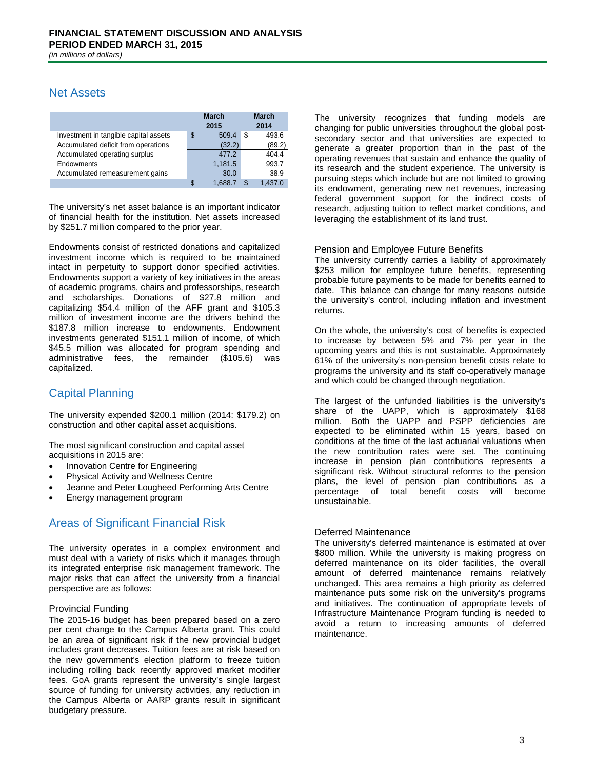# FINANCIAL STATEMENT DISCUSSION AND ANALYSIS
# PERIOD ENDED MARCH 31, 2015

*(in millions of dollars)*

## Net Assets

| | March 2015 | March 2014 |
|---|---|---|
| Investment in tangible capital assets | $ 509.4 | $ 493.6 |
| Accumulated deficit from operations | (32.2) | (89.2) |
| Accumulated operating surplus | 477.2 | 404.4 |
| Endowments | 1,181.5 | 993.7 |
| Accumulated remeasurement gains | 30.0 | 38.9 |
| | $ 1,688.7 | $ 1,437.0 |

The university's net asset balance is an important indicator of financial health for the institution. Net assets increased by $251.7 million compared to the prior year.

Endowments consist of restricted donations and capitalized investment income which is required to be maintained intact in perpetuity to support donor specified activities. Endowments support a variety of key initiatives in the areas of academic programs, chairs and professorships, research and scholarships. Donations of $27.8 million and capitalizing $54.4 million of the AFF grant and $105.3 million of investment income are the drivers behind the $187.8 million increase to endowments. Endowment investments generated $151.1 million of income, of which $45.5 million was allocated for program spending and administrative fees, the remainder ($105.6) was capitalized.

## Capital Planning

The university expended $200.1 million (2014: $179.2) on construction and other capital asset acquisitions.

The most significant construction and capital asset acquisitions in 2015 are:

- Innovation Centre for Engineering
- Physical Activity and Wellness Centre
- Jeanne and Peter Lougheed Performing Arts Centre
- Energy management program

## Areas of Significant Financial Risk

The university operates in a complex environment and must deal with a variety of risks which it manages through its integrated enterprise risk management framework. The major risks that can affect the university from a financial perspective are as follows:

### Provincial Funding

The 2015-16 budget has been prepared based on a zero per cent change to the Campus Alberta grant. This could be an area of significant risk if the new provincial budget includes grant decreases. Tuition fees are at risk based on the new government's election platform to freeze tuition including rolling back recently approved market modifier fees. GoA grants represent the university's single largest source of funding for university activities, any reduction in the Campus Alberta or AARP grants result in significant budgetary pressure.

The university recognizes that funding models are changing for public universities throughout the global post-secondary sector and that universities are expected to generate a greater proportion than in the past of the operating revenues that sustain and enhance the quality of its research and the student experience. The university is pursuing steps which include but are not limited to growing its endowment, generating new net revenues, increasing federal government support for the indirect costs of research, adjusting tuition to reflect market conditions, and leveraging the establishment of its land trust.

### Pension and Employee Future Benefits

The university currently carries a liability of approximately $253 million for employee future benefits, representing probable future payments to be made for benefits earned to date. This balance can change for many reasons outside the university's control, including inflation and investment returns.

On the whole, the university's cost of benefits is expected to increase by between 5% and 7% per year in the upcoming years and this is not sustainable. Approximately 61% of the university's non-pension benefit costs relate to programs the university and its staff co-operatively manage and which could be changed through negotiation.

The largest of the unfunded liabilities is the university's share of the UAPP, which is approximately $168 million. Both the UAPP and PSPP deficiencies are expected to be eliminated within 15 years, based on conditions at the time of the last actuarial valuations when the new contribution rates were set. The continuing increase in pension plan contributions represents a significant risk. Without structural reforms to the pension plans, the level of pension plan contributions as a percentage of total benefit costs will become unsustainable.

### Deferred Maintenance

The university's deferred maintenance is estimated at over $800 million. While the university is making progress on deferred maintenance on its older facilities, the overall amount of deferred maintenance remains relatively unchanged. This area remains a high priority as deferred maintenance puts some risk on the university's programs and initiatives. The continuation of appropriate levels of Infrastructure Maintenance Program funding is needed to avoid a return to increasing amounts of deferred maintenance.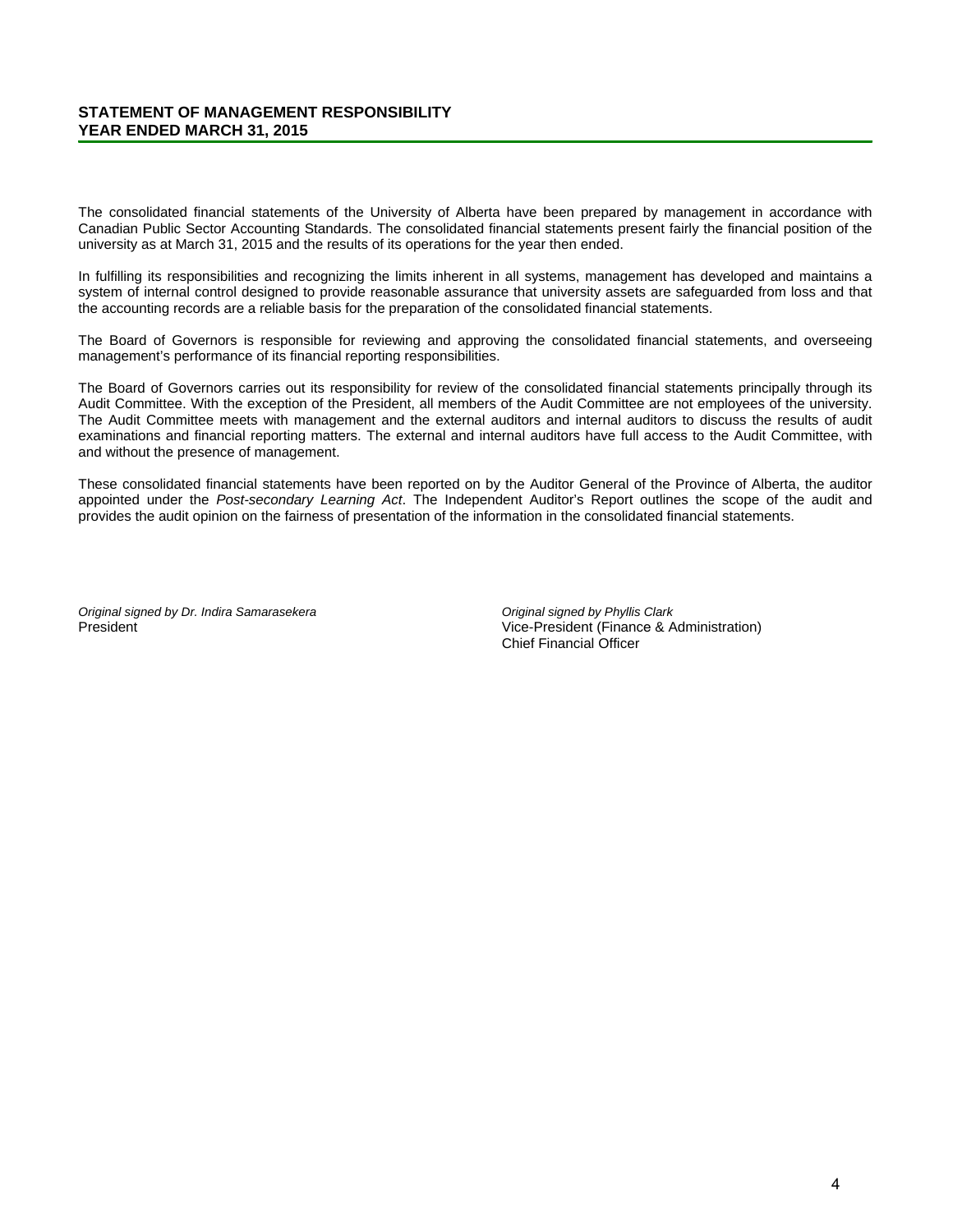## STATEMENT OF MANAGEMENT RESPONSIBILITY
## YEAR ENDED MARCH 31, 2015

The consolidated financial statements of the University of Alberta have been prepared by management in accordance with Canadian Public Sector Accounting Standards. The consolidated financial statements present fairly the financial position of the university as at March 31, 2015 and the results of its operations for the year then ended.

In fulfilling its responsibilities and recognizing the limits inherent in all systems, management has developed and maintains a system of internal control designed to provide reasonable assurance that university assets are safeguarded from loss and that the accounting records are a reliable basis for the preparation of the consolidated financial statements.

The Board of Governors is responsible for reviewing and approving the consolidated financial statements, and overseeing management's performance of its financial reporting responsibilities.

The Board of Governors carries out its responsibility for review of the consolidated financial statements principally through its Audit Committee. With the exception of the President, all members of the Audit Committee are not employees of the university. The Audit Committee meets with management and the external auditors and internal auditors to discuss the results of audit examinations and financial reporting matters. The external and internal auditors have full access to the Audit Committee, with and without the presence of management.

These consolidated financial statements have been reported on by the Auditor General of the Province of Alberta, the auditor appointed under the *Post-secondary Learning Act*. The Independent Auditor's Report outlines the scope of the audit and provides the audit opinion on the fairness of presentation of the information in the consolidated financial statements.

*Original signed by Dr. Indira Samarasekera*
President

*Original signed by Phyllis Clark*
Vice-President (Finance & Administration)
Chief Financial Officer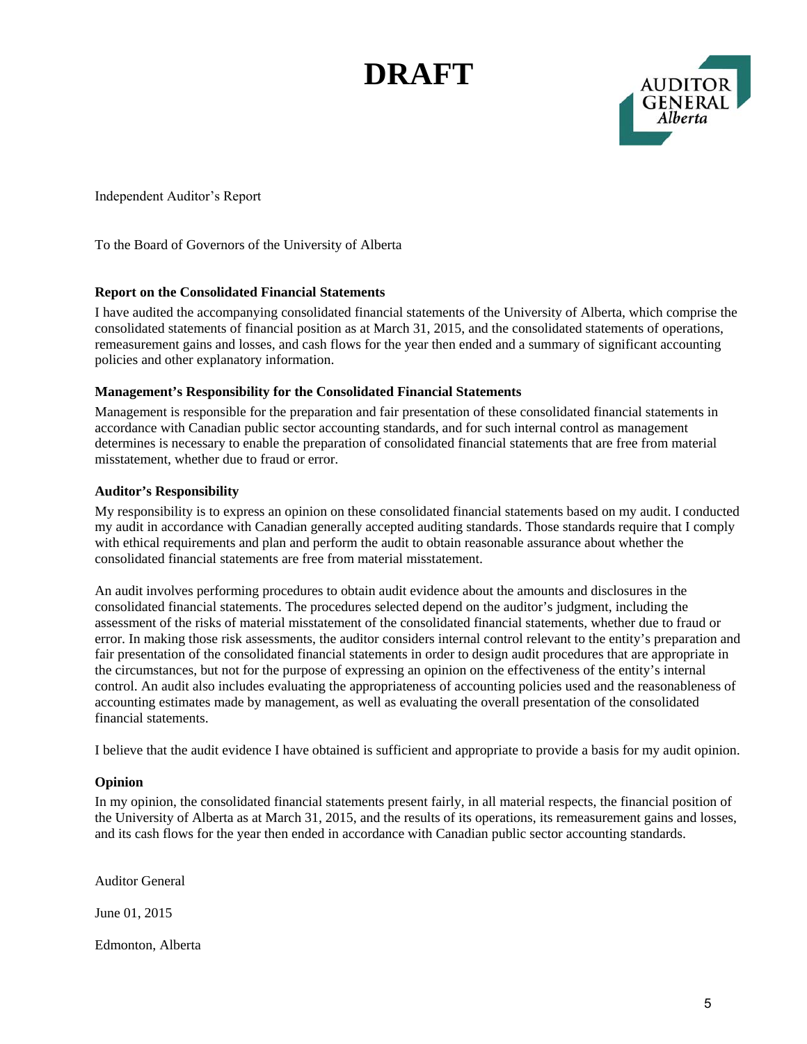# DRAFT

AUDITOR GENERAL
*Alberta*

Independent Auditor's Report

To the Board of Governors of the University of Alberta

**Report on the Consolidated Financial Statements**

I have audited the accompanying consolidated financial statements of the University of Alberta, which comprise the consolidated statements of financial position as at March 31, 2015, and the consolidated statements of operations, remeasurement gains and losses, and cash flows for the year then ended and a summary of significant accounting policies and other explanatory information.

**Management's Responsibility for the Consolidated Financial Statements**

Management is responsible for the preparation and fair presentation of these consolidated financial statements in accordance with Canadian public sector accounting standards, and for such internal control as management determines is necessary to enable the preparation of consolidated financial statements that are free from material misstatement, whether due to fraud or error.

**Auditor's Responsibility**

My responsibility is to express an opinion on these consolidated financial statements based on my audit. I conducted my audit in accordance with Canadian generally accepted auditing standards. Those standards require that I comply with ethical requirements and plan and perform the audit to obtain reasonable assurance about whether the consolidated financial statements are free from material misstatement.

An audit involves performing procedures to obtain audit evidence about the amounts and disclosures in the consolidated financial statements. The procedures selected depend on the auditor's judgment, including the assessment of the risks of material misstatement of the consolidated financial statements, whether due to fraud or error. In making those risk assessments, the auditor considers internal control relevant to the entity's preparation and fair presentation of the consolidated financial statements in order to design audit procedures that are appropriate in the circumstances, but not for the purpose of expressing an opinion on the effectiveness of the entity's internal control. An audit also includes evaluating the appropriateness of accounting policies used and the reasonableness of accounting estimates made by management, as well as evaluating the overall presentation of the consolidated financial statements.

I believe that the audit evidence I have obtained is sufficient and appropriate to provide a basis for my audit opinion.

**Opinion**

In my opinion, the consolidated financial statements present fairly, in all material respects, the financial position of the University of Alberta as at March 31, 2015, and the results of its operations, its remeasurement gains and losses, and its cash flows for the year then ended in accordance with Canadian public sector accounting standards.

Auditor General

June 01, 2015

Edmonton, Alberta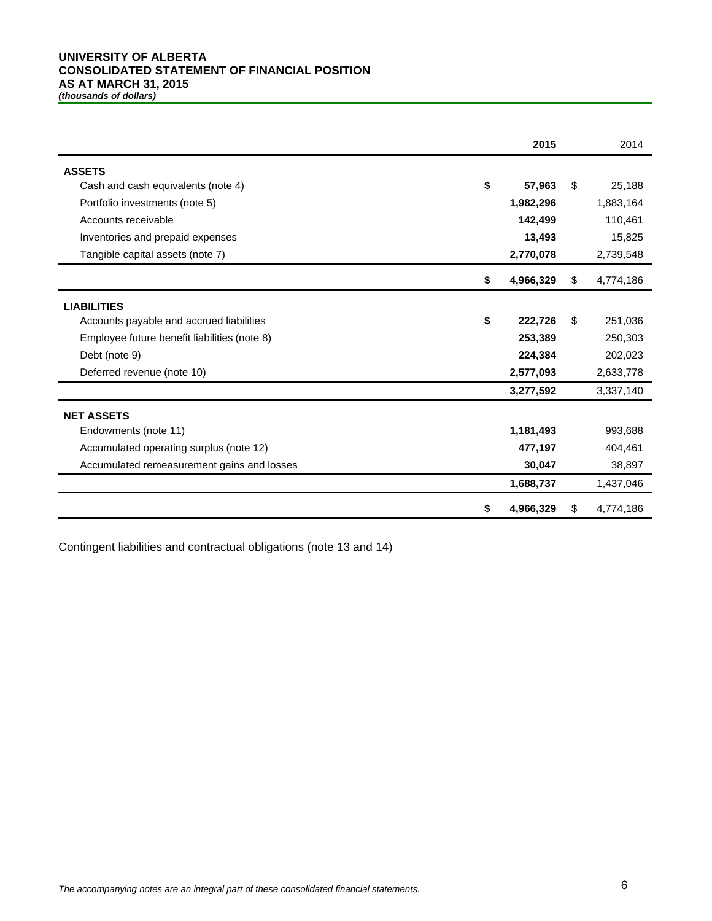# UNIVERSITY OF ALBERTA
## CONSOLIDATED STATEMENT OF FINANCIAL POSITION
## AS AT MARCH 31, 2015
***(thousands of dollars)***

| | **2015** | 2014 |
|---|---|---|
| **ASSETS** | | |
| Cash and cash equivalents (note 4) | **$ 57,963** | $ 25,188 |
| Portfolio investments (note 5) | **1,982,296** | 1,883,164 |
| Accounts receivable | **142,499** | 110,461 |
| Inventories and prepaid expenses | **13,493** | 15,825 |
| Tangible capital assets (note 7) | **2,770,078** | 2,739,548 |
| | **$ 4,966,329** | $ 4,774,186 |
| **LIABILITIES** | | |
| Accounts payable and accrued liabilities | **$ 222,726** | $ 251,036 |
| Employee future benefit liabilities (note 8) | **253,389** | 250,303 |
| Debt (note 9) | **224,384** | 202,023 |
| Deferred revenue (note 10) | **2,577,093** | 2,633,778 |
| | **3,277,592** | 3,337,140 |
| **NET ASSETS** | | |
| Endowments (note 11) | **1,181,493** | 993,688 |
| Accumulated operating surplus (note 12) | **477,197** | 404,461 |
| Accumulated remeasurement gains and losses | **30,047** | 38,897 |
| | **1,688,737** | 1,437,046 |
| | **$ 4,966,329** | $ 4,774,186 |

Contingent liabilities and contractual obligations (note 13 and 14)

*The accompanying notes are an integral part of these consolidated financial statements.*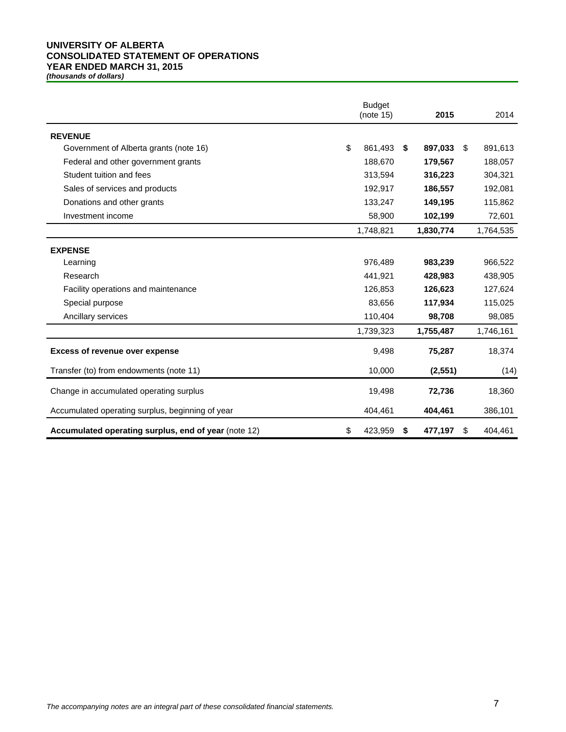# UNIVERSITY OF ALBERTA
## CONSOLIDATED STATEMENT OF OPERATIONS
## YEAR ENDED MARCH 31, 2015
***(thousands of dollars)***

| | Budget (note 15) | **2015** | 2014 |
|---|---|---|---|
| **REVENUE** | | | |
| Government of Alberta grants (note 16) | $ 861,493 | **$ 897,033** | $ 891,613 |
| Federal and other government grants | 188,670 | **179,567** | 188,057 |
| Student tuition and fees | 313,594 | **316,223** | 304,321 |
| Sales of services and products | 192,917 | **186,557** | 192,081 |
| Donations and other grants | 133,247 | **149,195** | 115,862 |
| Investment income | 58,900 | **102,199** | 72,601 |
| | 1,748,821 | **1,830,774** | 1,764,535 |
| **EXPENSE** | | | |
| Learning | 976,489 | **983,239** | 966,522 |
| Research | 441,921 | **428,983** | 438,905 |
| Facility operations and maintenance | 126,853 | **126,623** | 127,624 |
| Special purpose | 83,656 | **117,934** | 115,025 |
| Ancillary services | 110,404 | **98,708** | 98,085 |
| | 1,739,323 | **1,755,487** | 1,746,161 |
| **Excess of revenue over expense** | 9,498 | **75,287** | 18,374 |
| Transfer (to) from endowments (note 11) | 10,000 | **(2,551)** | (14) |
| Change in accumulated operating surplus | 19,498 | **72,736** | 18,360 |
| Accumulated operating surplus, beginning of year | 404,461 | **404,461** | 386,101 |
| **Accumulated operating surplus, end of year** (note 12) | $ 423,959 | **$ 477,197** | $ 404,461 |

*The accompanying notes are an integral part of these consolidated financial statements.*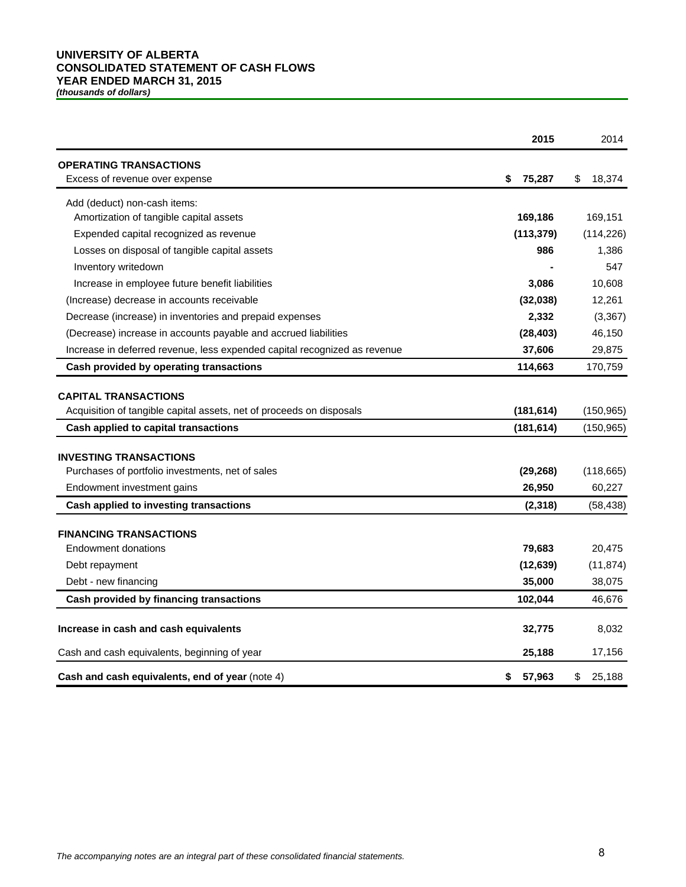# UNIVERSITY OF ALBERTA
# CONSOLIDATED STATEMENT OF CASH FLOWS
# YEAR ENDED MARCH 31, 2015
***(thousands of dollars)***

| | **2015** | 2014 |
|---|---|---|
| **OPERATING TRANSACTIONS** | | |
| Excess of revenue over expense | **$ 75,287** | $ 18,374 |
| Add (deduct) non-cash items: | | |
| Amortization of tangible capital assets | **169,186** | 169,151 |
| Expended capital recognized as revenue | **(113,379)** | (114,226) |
| Losses on disposal of tangible capital assets | **986** | 1,386 |
| Inventory writedown | **-** | 547 |
| Increase in employee future benefit liabilities | **3,086** | 10,608 |
| (Increase) decrease in accounts receivable | **(32,038)** | 12,261 |
| Decrease (increase) in inventories and prepaid expenses | **2,332** | (3,367) |
| (Decrease) increase in accounts payable and accrued liabilities | **(28,403)** | 46,150 |
| Increase in deferred revenue, less expended capital recognized as revenue | **37,606** | 29,875 |
| **Cash provided by operating transactions** | **114,663** | 170,759 |
| **CAPITAL TRANSACTIONS** | | |
| Acquisition of tangible capital assets, net of proceeds on disposals | **(181,614)** | (150,965) |
| **Cash applied to capital transactions** | **(181,614)** | (150,965) |
| **INVESTING TRANSACTIONS** | | |
| Purchases of portfolio investments, net of sales | **(29,268)** | (118,665) |
| Endowment investment gains | **26,950** | 60,227 |
| **Cash applied to investing transactions** | **(2,318)** | (58,438) |
| **FINANCING TRANSACTIONS** | | |
| Endowment donations | **79,683** | 20,475 |
| Debt repayment | **(12,639)** | (11,874) |
| Debt - new financing | **35,000** | 38,075 |
| **Cash provided by financing transactions** | **102,044** | 46,676 |
| **Increase in cash and cash equivalents** | **32,775** | 8,032 |
| Cash and cash equivalents, beginning of year | **25,188** | 17,156 |
| **Cash and cash equivalents, end of year** (note 4) | **$ 57,963** | $ 25,188 |

*The accompanying notes are an integral part of these consolidated financial statements.*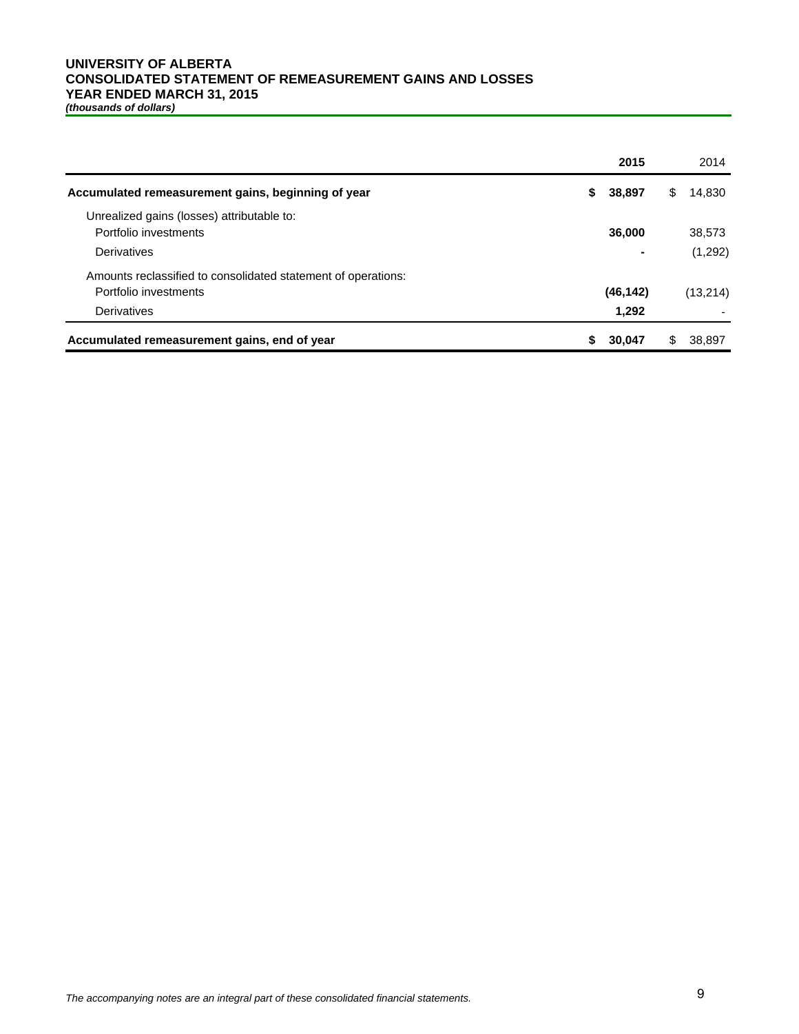# UNIVERSITY OF ALBERTA
## CONSOLIDATED STATEMENT OF REMEASUREMENT GAINS AND LOSSES
## YEAR ENDED MARCH 31, 2015
***(thousands of dollars)***

| | 2015 | 2014 |
|---|---|---|
| **Accumulated remeasurement gains, beginning of year** | **$ 38,897** | $ 14,830 |
| Unrealized gains (losses) attributable to: | | |
| Portfolio investments | **36,000** | 38,573 |
| Derivatives | **-** | (1,292) |
| Amounts reclassified to consolidated statement of operations: | | |
| Portfolio investments | **(46,142)** | (13,214) |
| Derivatives | **1,292** | - |
| **Accumulated remeasurement gains, end of year** | **$ 30,047** | $ 38,897 |

*The accompanying notes are an integral part of these consolidated financial statements.*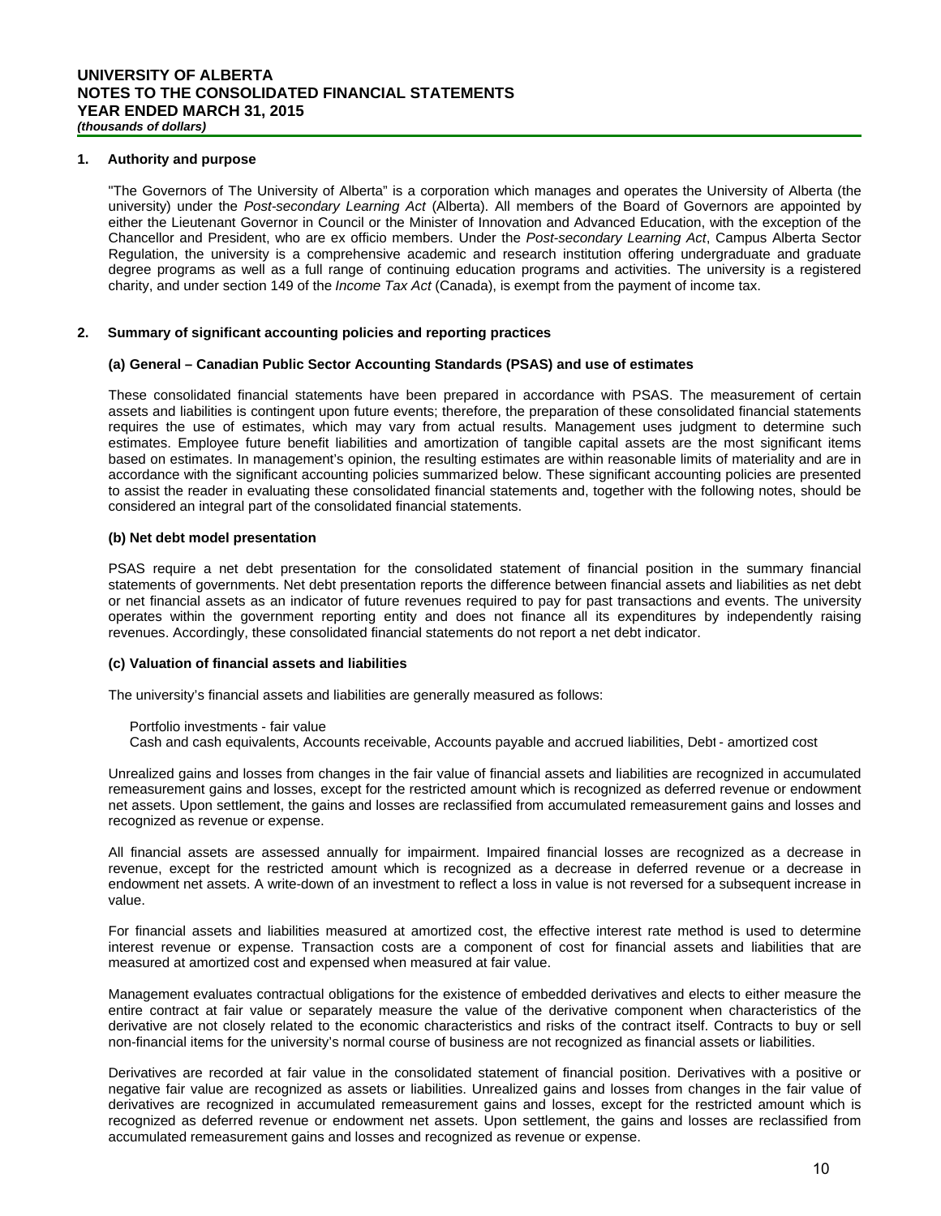# UNIVERSITY OF ALBERTA
## NOTES TO THE CONSOLIDATED FINANCIAL STATEMENTS
## YEAR ENDED MARCH 31, 2015
***(thousands of dollars)***

### 1. Authority and purpose

"The Governors of The University of Alberta" is a corporation which manages and operates the University of Alberta (the university) under the *Post-secondary Learning Act* (Alberta). All members of the Board of Governors are appointed by either the Lieutenant Governor in Council or the Minister of Innovation and Advanced Education, with the exception of the Chancellor and President, who are ex officio members. Under the *Post-secondary Learning Act*, Campus Alberta Sector Regulation, the university is a comprehensive academic and research institution offering undergraduate and graduate degree programs as well as a full range of continuing education programs and activities. The university is a registered charity, and under section 149 of the *Income Tax Act* (Canada), is exempt from the payment of income tax.

### 2. Summary of significant accounting policies and reporting practices

#### (a) General – Canadian Public Sector Accounting Standards (PSAS) and use of estimates

These consolidated financial statements have been prepared in accordance with PSAS. The measurement of certain assets and liabilities is contingent upon future events; therefore, the preparation of these consolidated financial statements requires the use of estimates, which may vary from actual results. Management uses judgment to determine such estimates. Employee future benefit liabilities and amortization of tangible capital assets are the most significant items based on estimates. In management's opinion, the resulting estimates are within reasonable limits of materiality and are in accordance with the significant accounting policies summarized below. These significant accounting policies are presented to assist the reader in evaluating these consolidated financial statements and, together with the following notes, should be considered an integral part of the consolidated financial statements.

#### (b) Net debt model presentation

PSAS require a net debt presentation for the consolidated statement of financial position in the summary financial statements of governments. Net debt presentation reports the difference between financial assets and liabilities as net debt or net financial assets as an indicator of future revenues required to pay for past transactions and events. The university operates within the government reporting entity and does not finance all its expenditures by independently raising revenues. Accordingly, these consolidated financial statements do not report a net debt indicator.

#### (c) Valuation of financial assets and liabilities

The university's financial assets and liabilities are generally measured as follows:

Portfolio investments - fair value
Cash and cash equivalents, Accounts receivable, Accounts payable and accrued liabilities, Debt - amortized cost

Unrealized gains and losses from changes in the fair value of financial assets and liabilities are recognized in accumulated remeasurement gains and losses, except for the restricted amount which is recognized as deferred revenue or endowment net assets. Upon settlement, the gains and losses are reclassified from accumulated remeasurement gains and losses and recognized as revenue or expense.

All financial assets are assessed annually for impairment. Impaired financial losses are recognized as a decrease in revenue, except for the restricted amount which is recognized as a decrease in deferred revenue or a decrease in endowment net assets. A write-down of an investment to reflect a loss in value is not reversed for a subsequent increase in value.

For financial assets and liabilities measured at amortized cost, the effective interest rate method is used to determine interest revenue or expense. Transaction costs are a component of cost for financial assets and liabilities that are measured at amortized cost and expensed when measured at fair value.

Management evaluates contractual obligations for the existence of embedded derivatives and elects to either measure the entire contract at fair value or separately measure the value of the derivative component when characteristics of the derivative are not closely related to the economic characteristics and risks of the contract itself. Contracts to buy or sell non-financial items for the university's normal course of business are not recognized as financial assets or liabilities.

Derivatives are recorded at fair value in the consolidated statement of financial position. Derivatives with a positive or negative fair value are recognized as assets or liabilities. Unrealized gains and losses from changes in the fair value of derivatives are recognized in accumulated remeasurement gains and losses, except for the restricted amount which is recognized as deferred revenue or endowment net assets. Upon settlement, the gains and losses are reclassified from accumulated remeasurement gains and losses and recognized as revenue or expense.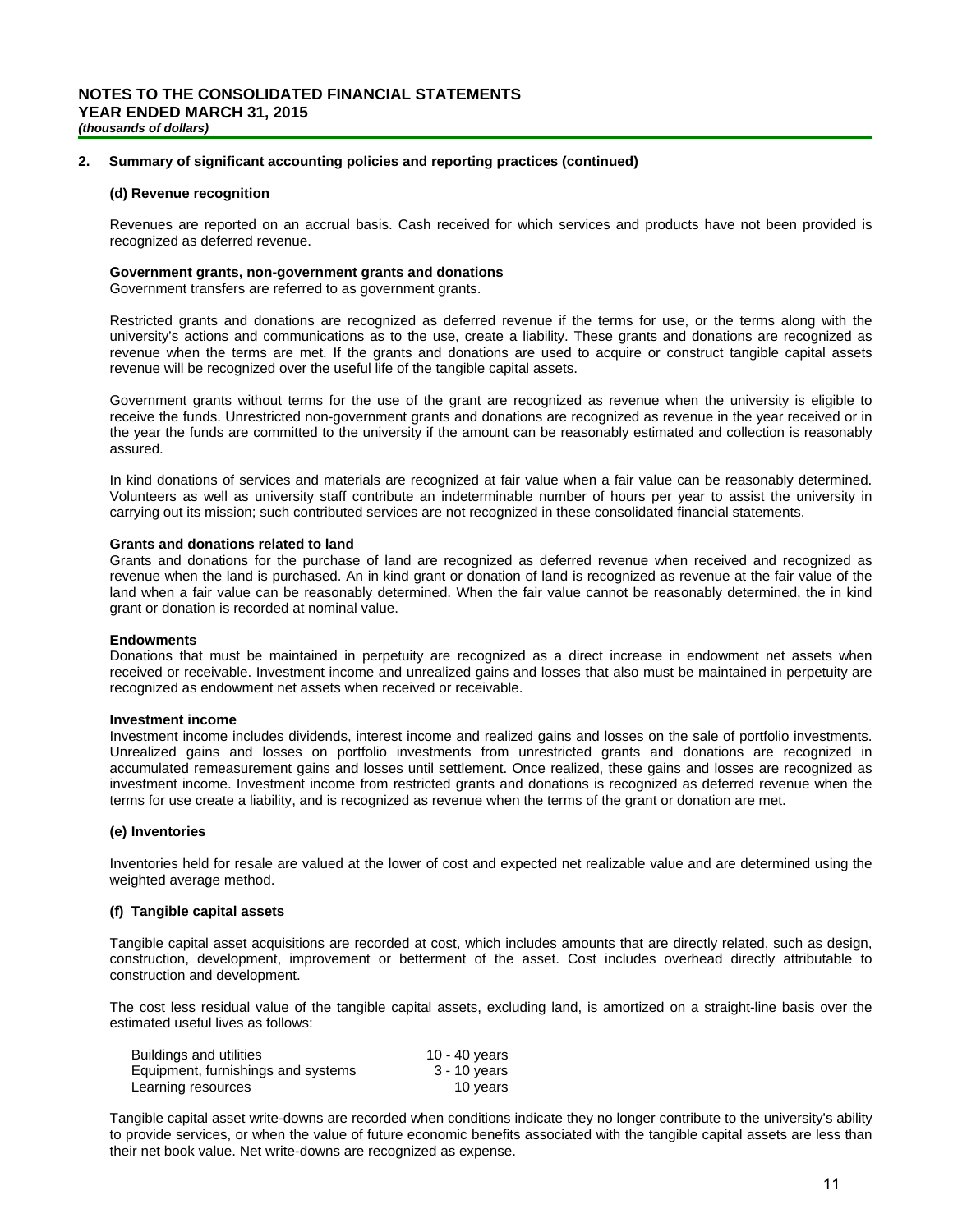## 2. Summary of significant accounting policies and reporting practices (continued)

### (d) Revenue recognition

Revenues are reported on an accrual basis. Cash received for which services and products have not been provided is recognized as deferred revenue.

**Government grants, non-government grants and donations**
Government transfers are referred to as government grants.

Restricted grants and donations are recognized as deferred revenue if the terms for use, or the terms along with the university's actions and communications as to the use, create a liability. These grants and donations are recognized as revenue when the terms are met. If the grants and donations are used to acquire or construct tangible capital assets revenue will be recognized over the useful life of the tangible capital assets.

Government grants without terms for the use of the grant are recognized as revenue when the university is eligible to receive the funds. Unrestricted non-government grants and donations are recognized as revenue in the year received or in the year the funds are committed to the university if the amount can be reasonably estimated and collection is reasonably assured.

In kind donations of services and materials are recognized at fair value when a fair value can be reasonably determined. Volunteers as well as university staff contribute an indeterminable number of hours per year to assist the university in carrying out its mission; such contributed services are not recognized in these consolidated financial statements.

**Grants and donations related to land**
Grants and donations for the purchase of land are recognized as deferred revenue when received and recognized as revenue when the land is purchased. An in kind grant or donation of land is recognized as revenue at the fair value of the land when a fair value can be reasonably determined. When the fair value cannot be reasonably determined, the in kind grant or donation is recorded at nominal value.

**Endowments**
Donations that must be maintained in perpetuity are recognized as a direct increase in endowment net assets when received or receivable. Investment income and unrealized gains and losses that also must be maintained in perpetuity are recognized as endowment net assets when received or receivable.

**Investment income**
Investment income includes dividends, interest income and realized gains and losses on the sale of portfolio investments. Unrealized gains and losses on portfolio investments from unrestricted grants and donations are recognized in accumulated remeasurement gains and losses until settlement. Once realized, these gains and losses are recognized as investment income. Investment income from restricted grants and donations is recognized as deferred revenue when the terms for use create a liability, and is recognized as revenue when the terms of the grant or donation are met.

### (e) Inventories

Inventories held for resale are valued at the lower of cost and expected net realizable value and are determined using the weighted average method.

### (f) Tangible capital assets

Tangible capital asset acquisitions are recorded at cost, which includes amounts that are directly related, such as design, construction, development, improvement or betterment of the asset. Cost includes overhead directly attributable to construction and development.

The cost less residual value of the tangible capital assets, excluding land, is amortized on a straight-line basis over the estimated useful lives as follows:

| | |
|---|---|
| Buildings and utilities | 10 - 40 years |
| Equipment, furnishings and systems | 3 - 10 years |
| Learning resources | 10 years |

Tangible capital asset write-downs are recorded when conditions indicate they no longer contribute to the university's ability to provide services, or when the value of future economic benefits associated with the tangible capital assets are less than their net book value. Net write-downs are recognized as expense.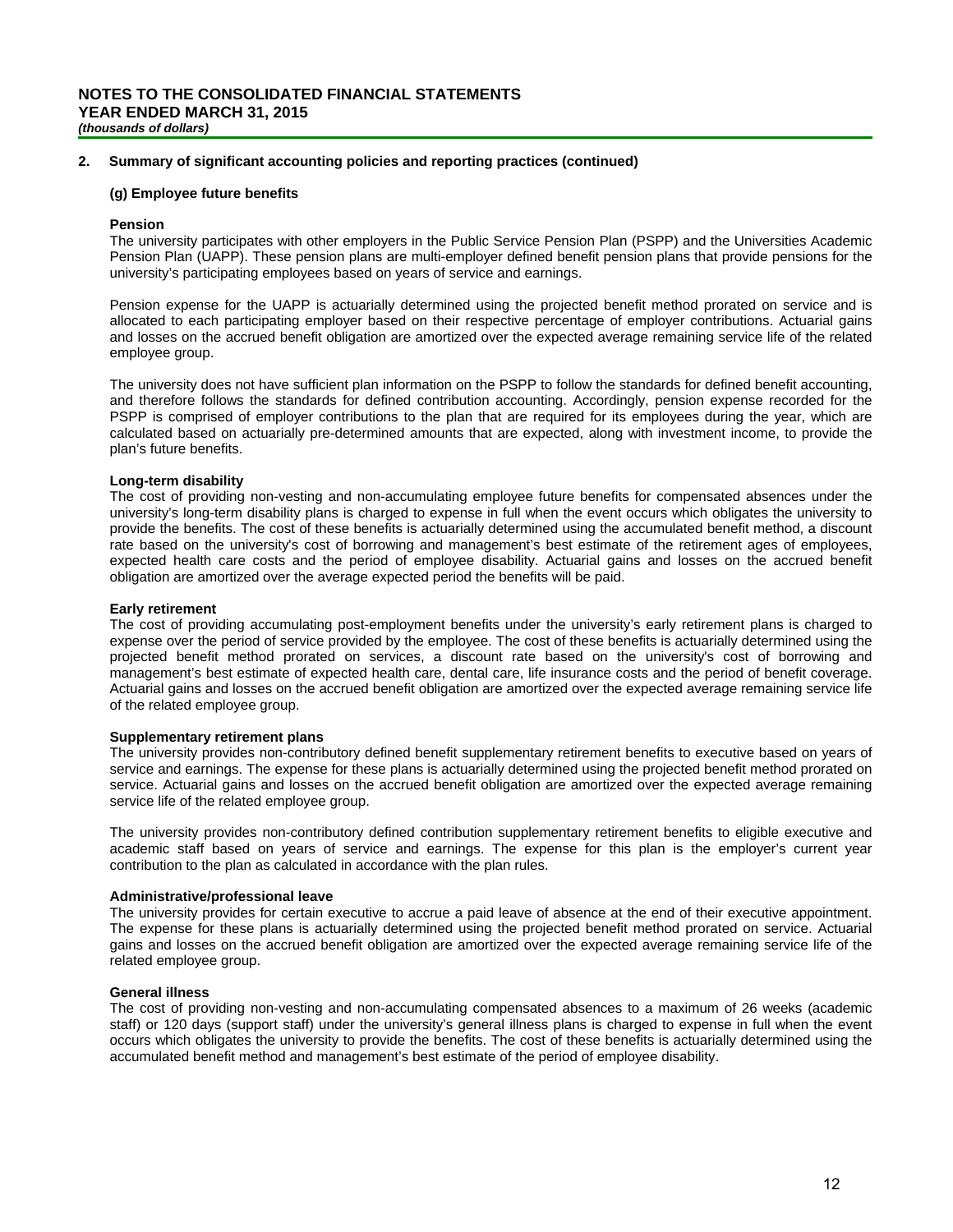# NOTES TO THE CONSOLIDATED FINANCIAL STATEMENTS
## YEAR ENDED MARCH 31, 2015
*(thousands of dollars)*

## 2. Summary of significant accounting policies and reporting practices (continued)

### (g) Employee future benefits

**Pension**

The university participates with other employers in the Public Service Pension Plan (PSPP) and the Universities Academic Pension Plan (UAPP). These pension plans are multi-employer defined benefit pension plans that provide pensions for the university's participating employees based on years of service and earnings.

Pension expense for the UAPP is actuarially determined using the projected benefit method prorated on service and is allocated to each participating employer based on their respective percentage of employer contributions. Actuarial gains and losses on the accrued benefit obligation are amortized over the expected average remaining service life of the related employee group.

The university does not have sufficient plan information on the PSPP to follow the standards for defined benefit accounting, and therefore follows the standards for defined contribution accounting. Accordingly, pension expense recorded for the PSPP is comprised of employer contributions to the plan that are required for its employees during the year, which are calculated based on actuarially pre-determined amounts that are expected, along with investment income, to provide the plan's future benefits.

**Long-term disability**

The cost of providing non-vesting and non-accumulating employee future benefits for compensated absences under the university's long-term disability plans is charged to expense in full when the event occurs which obligates the university to provide the benefits. The cost of these benefits is actuarially determined using the accumulated benefit method, a discount rate based on the university's cost of borrowing and management's best estimate of the retirement ages of employees, expected health care costs and the period of employee disability. Actuarial gains and losses on the accrued benefit obligation are amortized over the average expected period the benefits will be paid.

**Early retirement**

The cost of providing accumulating post-employment benefits under the university's early retirement plans is charged to expense over the period of service provided by the employee. The cost of these benefits is actuarially determined using the projected benefit method prorated on services, a discount rate based on the university's cost of borrowing and management's best estimate of expected health care, dental care, life insurance costs and the period of benefit coverage. Actuarial gains and losses on the accrued benefit obligation are amortized over the expected average remaining service life of the related employee group.

**Supplementary retirement plans**

The university provides non-contributory defined benefit supplementary retirement benefits to executive based on years of service and earnings. The expense for these plans is actuarially determined using the projected benefit method prorated on service. Actuarial gains and losses on the accrued benefit obligation are amortized over the expected average remaining service life of the related employee group.

The university provides non-contributory defined contribution supplementary retirement benefits to eligible executive and academic staff based on years of service and earnings. The expense for this plan is the employer's current year contribution to the plan as calculated in accordance with the plan rules.

**Administrative/professional leave**

The university provides for certain executive to accrue a paid leave of absence at the end of their executive appointment. The expense for these plans is actuarially determined using the projected benefit method prorated on service. Actuarial gains and losses on the accrued benefit obligation are amortized over the expected average remaining service life of the related employee group.

**General illness**

The cost of providing non-vesting and non-accumulating compensated absences to a maximum of 26 weeks (academic staff) or 120 days (support staff) under the university's general illness plans is charged to expense in full when the event occurs which obligates the university to provide the benefits. The cost of these benefits is actuarially determined using the accumulated benefit method and management's best estimate of the period of employee disability.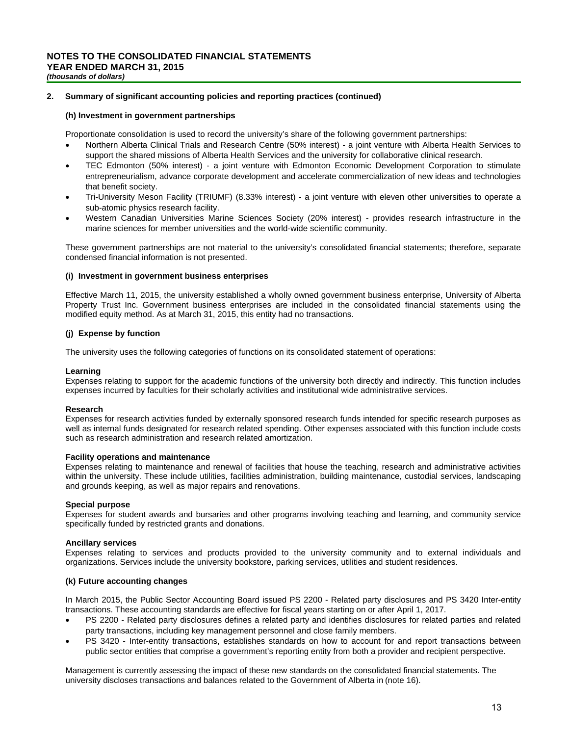**NOTES TO THE CONSOLIDATED FINANCIAL STATEMENTS**
**YEAR ENDED MARCH 31, 2015**
***(thousands of dollars)***

## 2. Summary of significant accounting policies and reporting practices (continued)

### (h) Investment in government partnerships

Proportionate consolidation is used to record the university's share of the following government partnerships:

- Northern Alberta Clinical Trials and Research Centre (50% interest) - a joint venture with Alberta Health Services to support the shared missions of Alberta Health Services and the university for collaborative clinical research.
- TEC Edmonton (50% interest) - a joint venture with Edmonton Economic Development Corporation to stimulate entrepreneurialism, advance corporate development and accelerate commercialization of new ideas and technologies that benefit society.
- Tri-University Meson Facility (TRIUMF) (8.33% interest) - a joint venture with eleven other universities to operate a sub-atomic physics research facility.
- Western Canadian Universities Marine Sciences Society (20% interest) - provides research infrastructure in the marine sciences for member universities and the world-wide scientific community.

These government partnerships are not material to the university's consolidated financial statements; therefore, separate condensed financial information is not presented.

### (i) Investment in government business enterprises

Effective March 11, 2015, the university established a wholly owned government business enterprise, University of Alberta Property Trust Inc. Government business enterprises are included in the consolidated financial statements using the modified equity method. As at March 31, 2015, this entity had no transactions.

### (j) Expense by function

The university uses the following categories of functions on its consolidated statement of operations:

**Learning**
Expenses relating to support for the academic functions of the university both directly and indirectly. This function includes expenses incurred by faculties for their scholarly activities and institutional wide administrative services.

**Research**
Expenses for research activities funded by externally sponsored research funds intended for specific research purposes as well as internal funds designated for research related spending. Other expenses associated with this function include costs such as research administration and research related amortization.

**Facility operations and maintenance**
Expenses relating to maintenance and renewal of facilities that house the teaching, research and administrative activities within the university. These include utilities, facilities administration, building maintenance, custodial services, landscaping and grounds keeping, as well as major repairs and renovations.

**Special purpose**
Expenses for student awards and bursaries and other programs involving teaching and learning, and community service specifically funded by restricted grants and donations.

**Ancillary services**
Expenses relating to services and products provided to the university community and to external individuals and organizations. Services include the university bookstore, parking services, utilities and student residences.

### (k) Future accounting changes

In March 2015, the Public Sector Accounting Board issued PS 2200 - Related party disclosures and PS 3420 Inter-entity transactions. These accounting standards are effective for fiscal years starting on or after April 1, 2017.

- PS 2200 - Related party disclosures defines a related party and identifies disclosures for related parties and related party transactions, including key management personnel and close family members.
- PS 3420 - Inter-entity transactions, establishes standards on how to account for and report transactions between public sector entities that comprise a government's reporting entity from both a provider and recipient perspective.

Management is currently assessing the impact of these new standards on the consolidated financial statements. The university discloses transactions and balances related to the Government of Alberta in (note 16).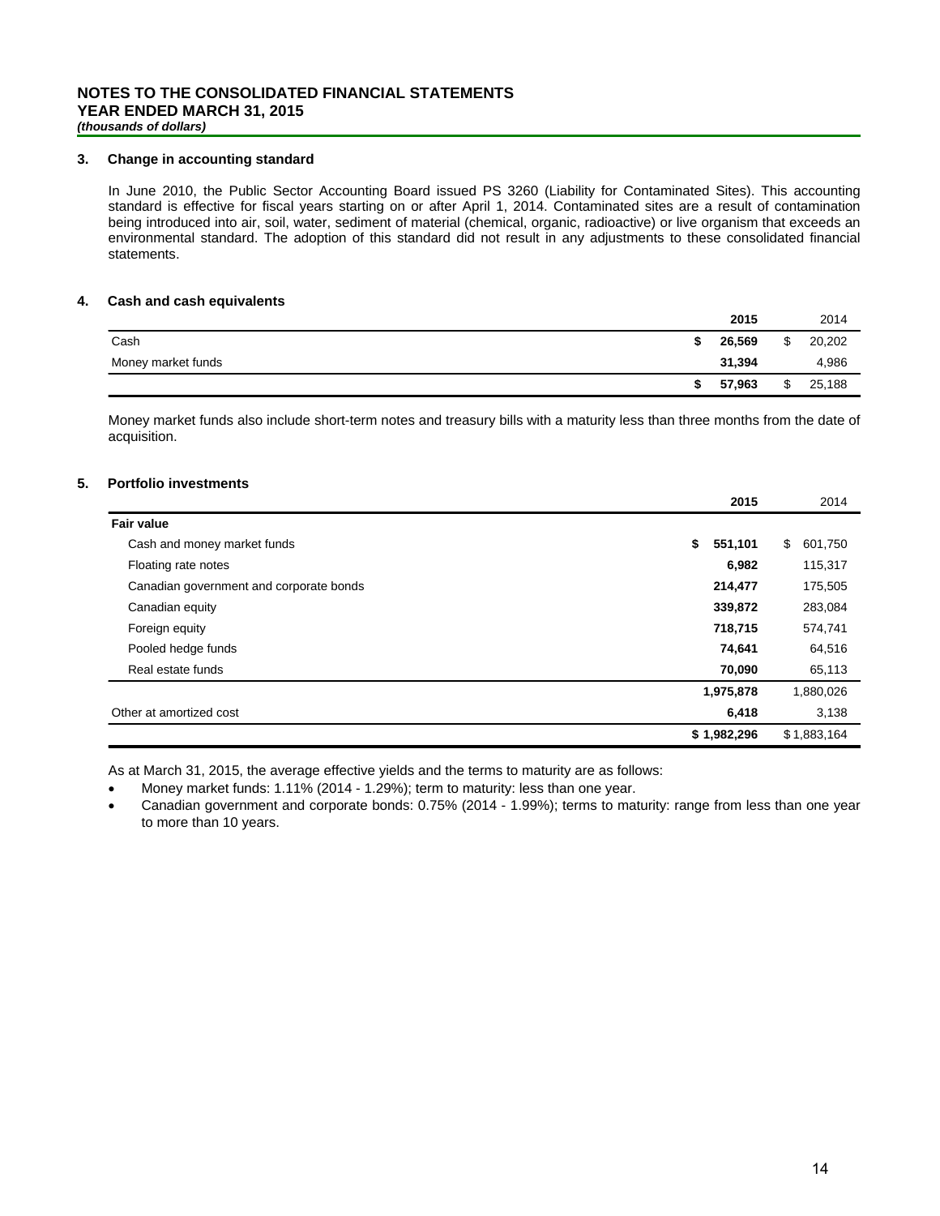**NOTES TO THE CONSOLIDATED FINANCIAL STATEMENTS**
**YEAR ENDED MARCH 31, 2015**
***(thousands of dollars)***

### 3. Change in accounting standard

In June 2010, the Public Sector Accounting Board issued PS 3260 (Liability for Contaminated Sites). This accounting standard is effective for fiscal years starting on or after April 1, 2014. Contaminated sites are a result of contamination being introduced into air, soil, water, sediment of material (chemical, organic, radioactive) or live organism that exceeds an environmental standard. The adoption of this standard did not result in any adjustments to these consolidated financial statements.

### 4. Cash and cash equivalents

| | 2015 | 2014 |
|---|---|---|
| Cash | **$ 26,569** | $ 20,202 |
| Money market funds | **31,394** | 4,986 |
| | **$ 57,963** | $ 25,188 |

Money market funds also include short-term notes and treasury bills with a maturity less than three months from the date of acquisition.

### 5. Portfolio investments

| | 2015 | 2014 |
|---|---|---|
| **Fair value** | | |
| Cash and money market funds | **$ 551,101** | $ 601,750 |
| Floating rate notes | **6,982** | 115,317 |
| Canadian government and corporate bonds | **214,477** | 175,505 |
| Canadian equity | **339,872** | 283,084 |
| Foreign equity | **718,715** | 574,741 |
| Pooled hedge funds | **74,641** | 64,516 |
| Real estate funds | **70,090** | 65,113 |
| | **1,975,878** | 1,880,026 |
| Other at amortized cost | **6,418** | 3,138 |
| | **$ 1,982,296** | $ 1,883,164 |

As at March 31, 2015, the average effective yields and the terms to maturity are as follows:

- Money market funds: 1.11% (2014 - 1.29%); term to maturity: less than one year.
- Canadian government and corporate bonds: 0.75% (2014 - 1.99%); terms to maturity: range from less than one year to more than 10 years.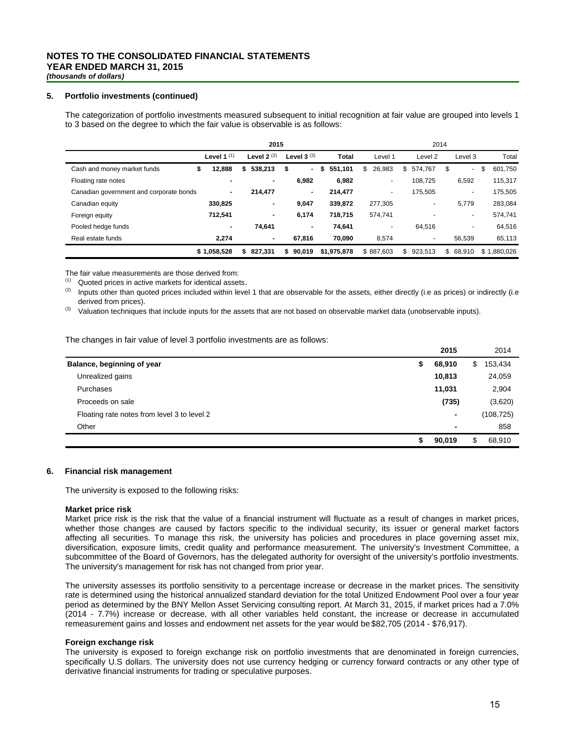**NOTES TO THE CONSOLIDATED FINANCIAL STATEMENTS**
**YEAR ENDED MARCH 31, 2015**
***(thousands of dollars)***

### 5. Portfolio investments (continued)

The categorization of portfolio investments measured subsequent to initial recognition at fair value are grouped into levels 1 to 3 based on the degree to which the fair value is observable is as follows:

| | 2015 | | | | 2014 | | | |
|---|---|---|---|---|---|---|---|---|
| | **Level 1** [(1)] | **Level 2** [(2)] | **Level 3** [(3)] | **Total** | Level 1 | Level 2 | Level 3 | Total |
| Cash and money market funds | **$ 12,888** | **$ 538,213** | **$ -** | **$ 551,101** | $ 26,983 | $ 574,767 | $ - | $ 601,750 |
| Floating rate notes | **-** | **-** | **6,982** | **6,982** | - | 108,725 | 6,592 | 115,317 |
| Canadian government and corporate bonds | **-** | **214,477** | **-** | **214,477** | - | 175,505 | - | 175,505 |
| Canadian equity | **330,825** | **-** | **9,047** | **339,872** | 277,305 | - | 5,779 | 283,084 |
| Foreign equity | **712,541** | **-** | **6,174** | **718,715** | 574,741 | - | - | 574,741 |
| Pooled hedge funds | **-** | **74,641** | **-** | **74,641** | - | 64,516 | - | 64,516 |
| Real estate funds | **2,274** | **-** | **67,816** | **70,090** | 8,574 | - | 56,539 | 65,113 |
| | **$ 1,058,528** | **$ 827,331** | **$ 90,019** | **$1,975,878** | $ 887,603 | $ 923,513 | $ 68,910 | $ 1,880,026 |

The fair value measurements are those derived from:

(1) Quoted prices in active markets for identical assets.

(2) Inputs other than quoted prices included within level 1 that are observable for the assets, either directly (i.e as prices) or indirectly (i.e derived from prices).

(3) Valuation techniques that include inputs for the assets that are not based on observable market data (unobservable inputs).

The changes in fair value of level 3 portfolio investments are as follows:

| | **2015** | 2014 |
|---|---|---|
| **Balance, beginning of year** | **$ 68,910** | $ 153,434 |
| Unrealized gains | **10,813** | 24,059 |
| Purchases | **11,031** | 2,904 |
| Proceeds on sale | **(735)** | (3,620) |
| Floating rate notes from level 3 to level 2 | **-** | (108,725) |
| Other | **-** | 858 |
| | **$ 90,019** | $ 68,910 |

### 6. Financial risk management

The university is exposed to the following risks:

**Market price risk**
Market price risk is the risk that the value of a financial instrument will fluctuate as a result of changes in market prices, whether those changes are caused by factors specific to the individual security, its issuer or general market factors affecting all securities. To manage this risk, the university has policies and procedures in place governing asset mix, diversification, exposure limits, credit quality and performance measurement. The university's Investment Committee, a subcommittee of the Board of Governors, has the delegated authority for oversight of the university's portfolio investments. The university's management for risk has not changed from prior year.

The university assesses its portfolio sensitivity to a percentage increase or decrease in the market prices. The sensitivity rate is determined using the historical annualized standard deviation for the total Unitized Endowment Pool over a four year period as determined by the BNY Mellon Asset Servicing consulting report. At March 31, 2015, if market prices had a 7.0% (2014 - 7.7%) increase or decrease, with all other variables held constant, the increase or decrease in accumulated remeasurement gains and losses and endowment net assets for the year would be $82,705 (2014 - $76,917).

**Foreign exchange risk**
The university is exposed to foreign exchange risk on portfolio investments that are denominated in foreign currencies, specifically U.S dollars. The university does not use currency hedging or currency forward contracts or any other type of derivative financial instruments for trading or speculative purposes.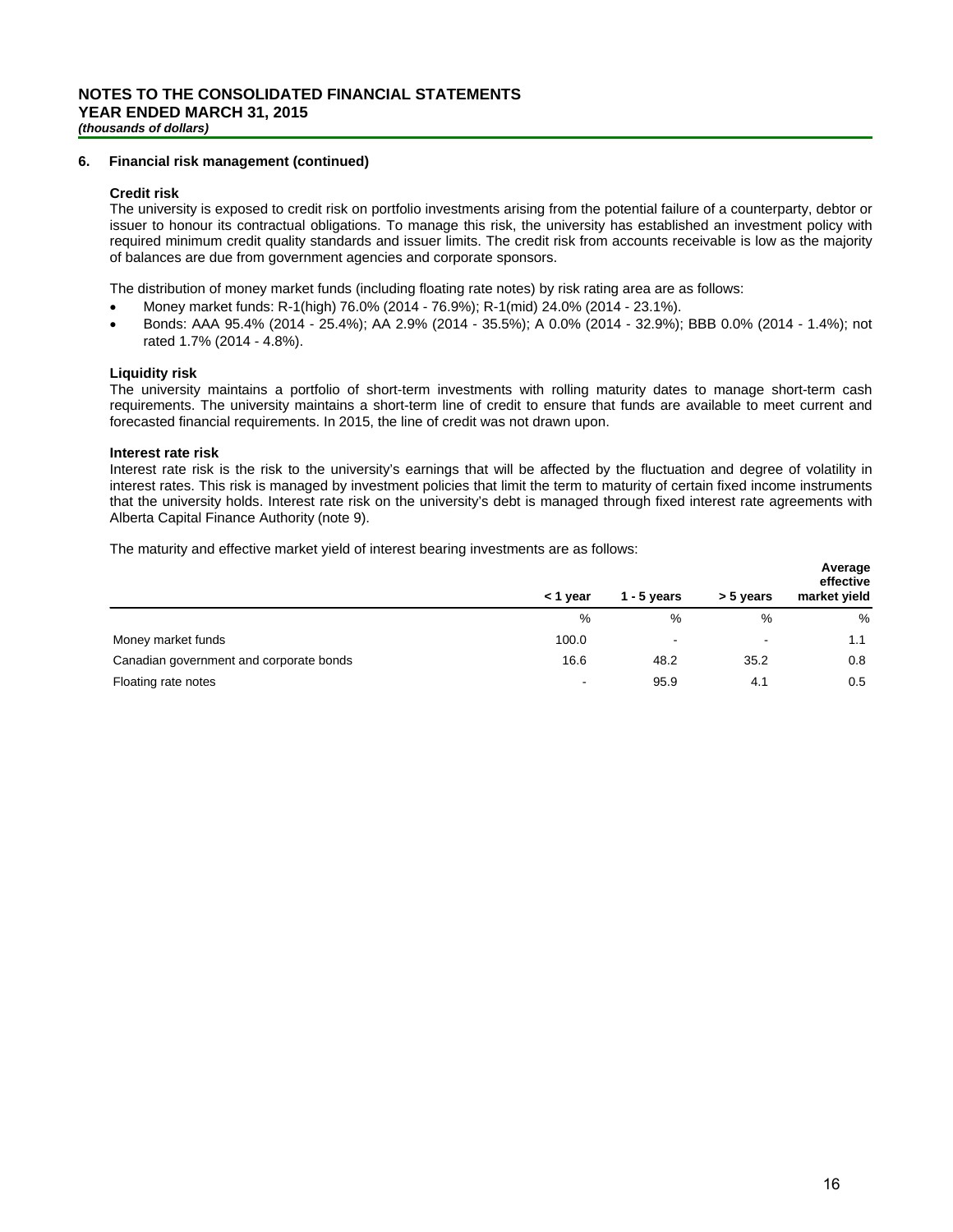## 6. Financial risk management (continued)

### Credit risk

The university is exposed to credit risk on portfolio investments arising from the potential failure of a counterparty, debtor or issuer to honour its contractual obligations. To manage this risk, the university has established an investment policy with required minimum credit quality standards and issuer limits. The credit risk from accounts receivable is low as the majority of balances are due from government agencies and corporate sponsors.

The distribution of money market funds (including floating rate notes) by risk rating area are as follows:

- Money market funds: R-1(high) 76.0% (2014 - 76.9%); R-1(mid) 24.0% (2014 - 23.1%).
- Bonds: AAA 95.4% (2014 - 25.4%); AA 2.9% (2014 - 35.5%); A 0.0% (2014 - 32.9%); BBB 0.0% (2014 - 1.4%); not rated 1.7% (2014 - 4.8%).

### Liquidity risk

The university maintains a portfolio of short-term investments with rolling maturity dates to manage short-term cash requirements. The university maintains a short-term line of credit to ensure that funds are available to meet current and forecasted financial requirements. In 2015, the line of credit was not drawn upon.

### Interest rate risk

Interest rate risk is the risk to the university's earnings that will be affected by the fluctuation and degree of volatility in interest rates. This risk is managed by investment policies that limit the term to maturity of certain fixed income instruments that the university holds. Interest rate risk on the university's debt is managed through fixed interest rate agreements with Alberta Capital Finance Authority (note 9).

The maturity and effective market yield of interest bearing investments are as follows:

| | < 1 year | 1 - 5 years | > 5 years | Average effective market yield |
|---|---|---|---|---|
| | % | % | % | % |
| Money market funds | 100.0 | - | - | 1.1 |
| Canadian government and corporate bonds | 16.6 | 48.2 | 35.2 | 0.8 |
| Floating rate notes | - | 95.9 | 4.1 | 0.5 |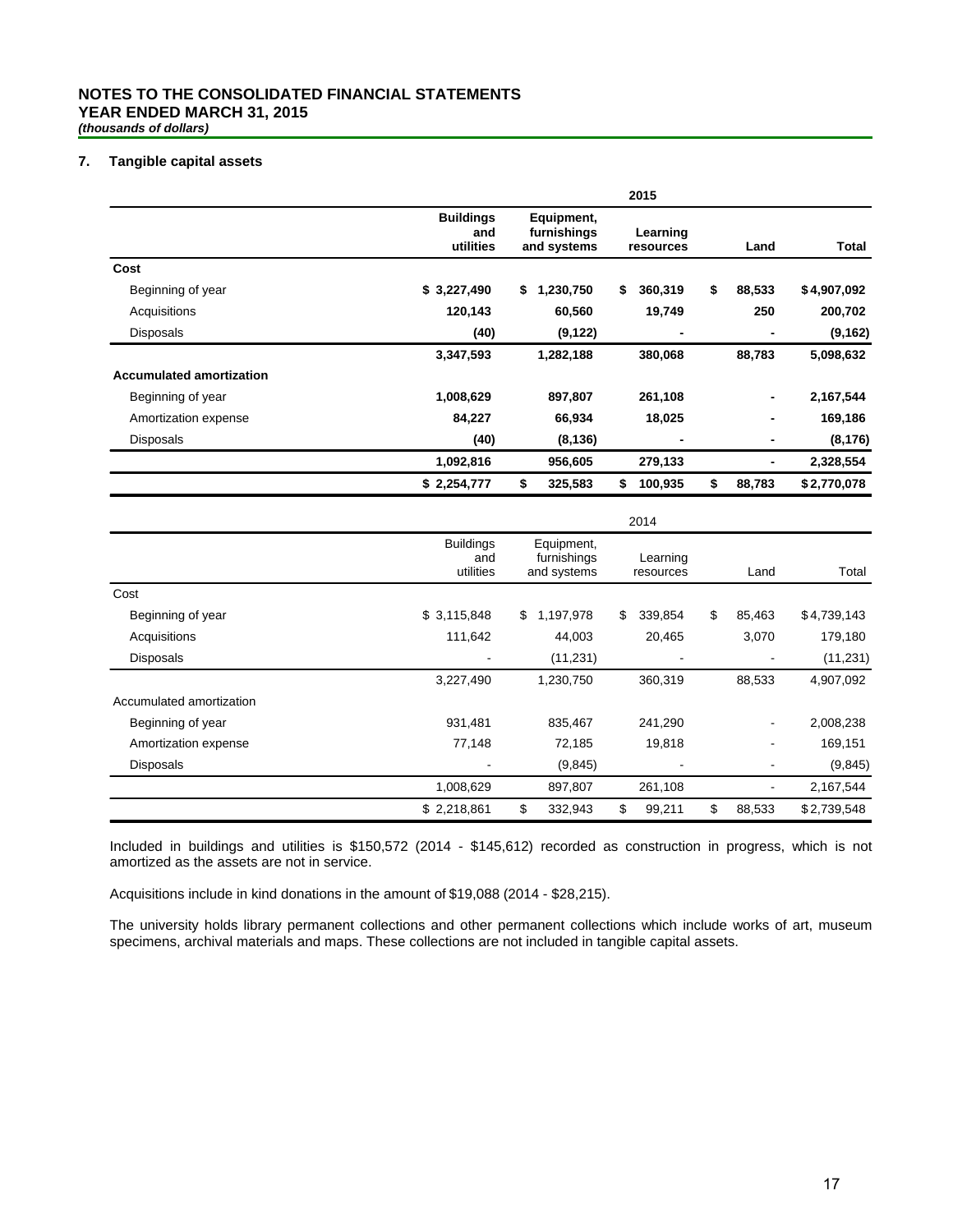**NOTES TO THE CONSOLIDATED FINANCIAL STATEMENTS**
**YEAR ENDED MARCH 31, 2015**
***(thousands of dollars)***

## 7. Tangible capital assets

| | 2015 | | | | |
|---|---|---|---|---|---|
| | **Buildings and utilities** | **Equipment, furnishings and systems** | **Learning resources** | **Land** | **Total** |
| **Cost** | | | | | |
| Beginning of year | **$ 3,227,490** | **$ 1,230,750** | **$ 360,319** | **$ 88,533** | **$ 4,907,092** |
| Acquisitions | **120,143** | **60,560** | **19,749** | **250** | **200,702** |
| Disposals | **(40)** | **(9,122)** | **-** | **-** | **(9,162)** |
| | **3,347,593** | **1,282,188** | **380,068** | **88,783** | **5,098,632** |
| **Accumulated amortization** | | | | | |
| Beginning of year | **1,008,629** | **897,807** | **261,108** | **-** | **2,167,544** |
| Amortization expense | **84,227** | **66,934** | **18,025** | **-** | **169,186** |
| Disposals | **(40)** | **(8,136)** | **-** | **-** | **(8,176)** |
| | **1,092,816** | **956,605** | **279,133** | **-** | **2,328,554** |
| | **$ 2,254,777** | **$ 325,583** | **$ 100,935** | **$ 88,783** | **$ 2,770,078** |

| | 2014 | | | | |
|---|---|---|---|---|---|
| | Buildings and utilities | Equipment, furnishings and systems | Learning resources | Land | Total |
| Cost | | | | | |
| Beginning of year | $ 3,115,848 | $ 1,197,978 | $ 339,854 | $ 85,463 | $ 4,739,143 |
| Acquisitions | 111,642 | 44,003 | 20,465 | 3,070 | 179,180 |
| Disposals | - | (11,231) | - | - | (11,231) |
| | 3,227,490 | 1,230,750 | 360,319 | 88,533 | 4,907,092 |
| Accumulated amortization | | | | | |
| Beginning of year | 931,481 | 835,467 | 241,290 | - | 2,008,238 |
| Amortization expense | 77,148 | 72,185 | 19,818 | - | 169,151 |
| Disposals | - | (9,845) | - | - | (9,845) |
| | 1,008,629 | 897,807 | 261,108 | - | 2,167,544 |
| | $ 2,218,861 | $ 332,943 | $ 99,211 | $ 88,533 | $ 2,739,548 |

Included in buildings and utilities is $150,572 (2014 - $145,612) recorded as construction in progress, which is not amortized as the assets are not in service.

Acquisitions include in kind donations in the amount of $19,088 (2014 - $28,215).

The university holds library permanent collections and other permanent collections which include works of art, museum specimens, archival materials and maps. These collections are not included in tangible capital assets.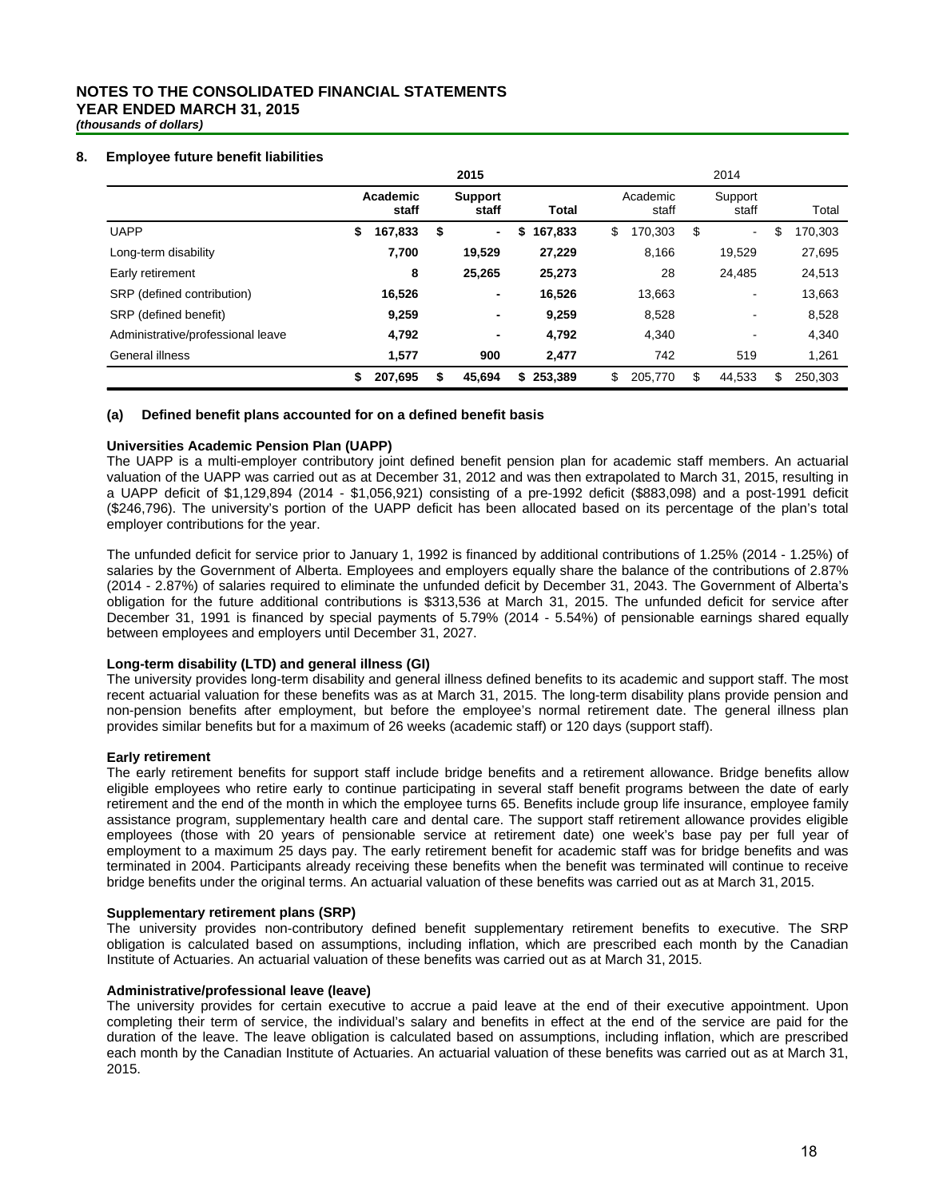**NOTES TO THE CONSOLIDATED FINANCIAL STATEMENTS**
**YEAR ENDED MARCH 31, 2015**
***(thousands of dollars)***

## 8. Employee future benefit liabilities

| | 2015 | | | 2014 | | |
|---|---|---|---|---|---|---|
| | **Academic staff** | **Support staff** | **Total** | Academic staff | Support staff | Total |
| UAPP | **$ 167,833** | **$ -** | **$ 167,833** | $ 170,303 | $ - | $ 170,303 |
| Long-term disability | **7,700** | **19,529** | **27,229** | 8,166 | 19,529 | 27,695 |
| Early retirement | **8** | **25,265** | **25,273** | 28 | 24,485 | 24,513 |
| SRP (defined contribution) | **16,526** | **-** | **16,526** | 13,663 | - | 13,663 |
| SRP (defined benefit) | **9,259** | **-** | **9,259** | 8,528 | - | 8,528 |
| Administrative/professional leave | **4,792** | **-** | **4,792** | 4,340 | - | 4,340 |
| General illness | **1,577** | **900** | **2,477** | 742 | 519 | 1,261 |
| | **$ 207,695** | **$ 45,694** | **$ 253,389** | $ 205,770 | $ 44,533 | $ 250,303 |

### (a) Defined benefit plans accounted for on a defined benefit basis

**Universities Academic Pension Plan (UAPP)**
The UAPP is a multi-employer contributory joint defined benefit pension plan for academic staff members. An actuarial valuation of the UAPP was carried out as at December 31, 2012 and was then extrapolated to March 31, 2015, resulting in a UAPP deficit of $1,129,894 (2014 - $1,056,921) consisting of a pre-1992 deficit ($883,098) and a post-1991 deficit ($246,796). The university's portion of the UAPP deficit has been allocated based on its percentage of the plan's total employer contributions for the year.

The unfunded deficit for service prior to January 1, 1992 is financed by additional contributions of 1.25% (2014 - 1.25%) of salaries by the Government of Alberta. Employees and employers equally share the balance of the contributions of 2.87% (2014 - 2.87%) of salaries required to eliminate the unfunded deficit by December 31, 2043. The Government of Alberta's obligation for the future additional contributions is $313,536 at March 31, 2015. The unfunded deficit for service after December 31, 1991 is financed by special payments of 5.79% (2014 - 5.54%) of pensionable earnings shared equally between employees and employers until December 31, 2027.

**Long-term disability (LTD) and general illness (GI)**
The university provides long-term disability and general illness defined benefits to its academic and support staff. The most recent actuarial valuation for these benefits was as at March 31, 2015. The long-term disability plans provide pension and non-pension benefits after employment, but before the employee's normal retirement date. The general illness plan provides similar benefits but for a maximum of 26 weeks (academic staff) or 120 days (support staff).

**Early retirement**
The early retirement benefits for support staff include bridge benefits and a retirement allowance. Bridge benefits allow eligible employees who retire early to continue participating in several staff benefit programs between the date of early retirement and the end of the month in which the employee turns 65. Benefits include group life insurance, employee family assistance program, supplementary health care and dental care. The support staff retirement allowance provides eligible employees (those with 20 years of pensionable service at retirement date) one week's base pay per full year of employment to a maximum 25 days pay. The early retirement benefit for academic staff was for bridge benefits and was terminated in 2004. Participants already receiving these benefits when the benefit was terminated will continue to receive bridge benefits under the original terms. An actuarial valuation of these benefits was carried out as at March 31, 2015.

**Supplementary retirement plans (SRP)**
The university provides non-contributory defined benefit supplementary retirement benefits to executive. The SRP obligation is calculated based on assumptions, including inflation, which are prescribed each month by the Canadian Institute of Actuaries. An actuarial valuation of these benefits was carried out as at March 31, 2015.

**Administrative/professional leave (leave)**
The university provides for certain executive to accrue a paid leave at the end of their executive appointment. Upon completing their term of service, the individual's salary and benefits in effect at the end of the service are paid for the duration of the leave. The leave obligation is calculated based on assumptions, including inflation, which are prescribed each month by the Canadian Institute of Actuaries. An actuarial valuation of these benefits was carried out as at March 31, 2015.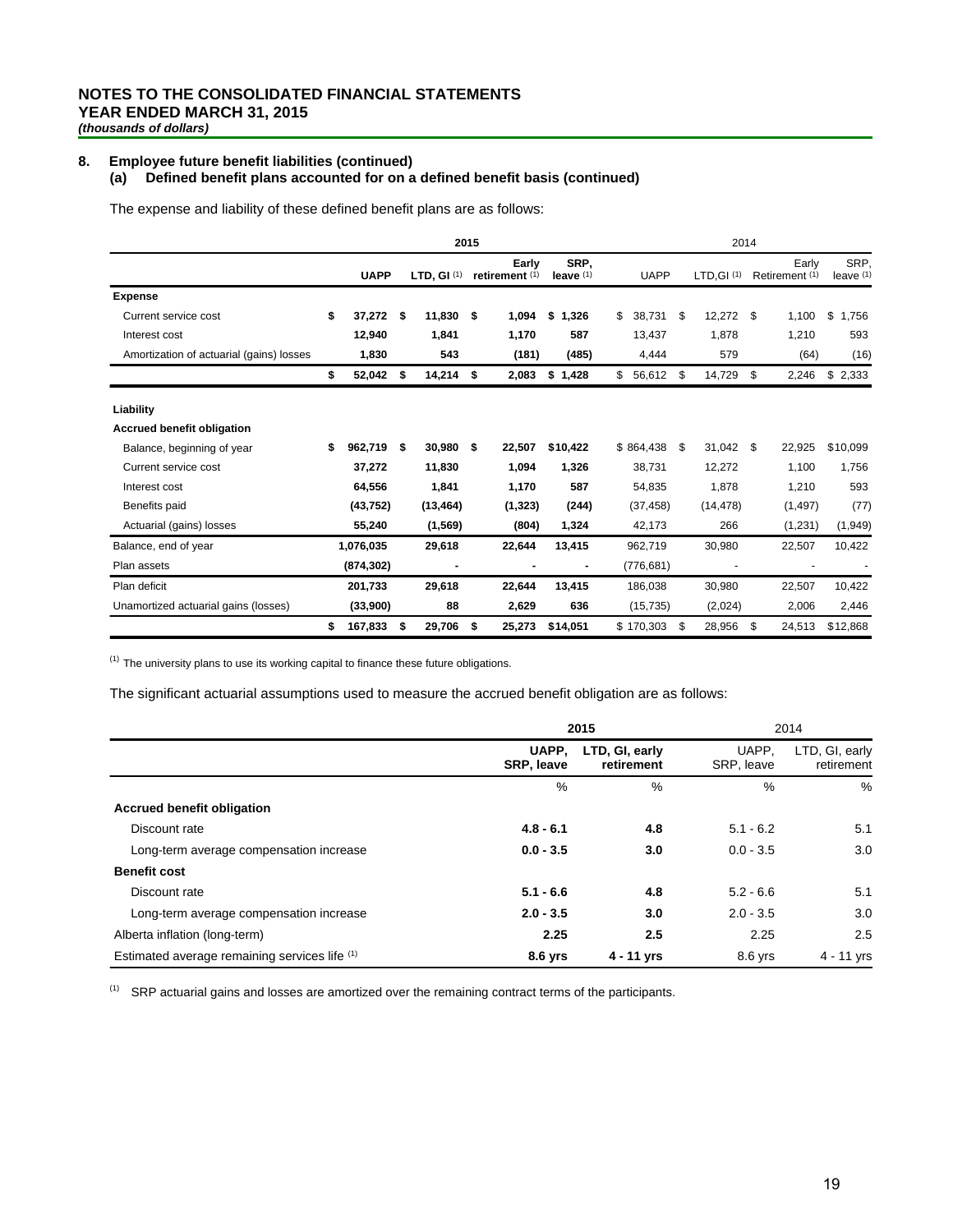**NOTES TO THE CONSOLIDATED FINANCIAL STATEMENTS**
**YEAR ENDED MARCH 31, 2015**
***(thousands of dollars)***

## 8. Employee future benefit liabilities (continued)

### (a) Defined benefit plans accounted for on a defined benefit basis (continued)

The expense and liability of these defined benefit plans are as follows:

| | 2015 | | | | 2014 | | | |
|---|---|---|---|---|---|---|---|---|
| | **UAPP** | **LTD, GI** [(1)] | **Early retirement** [(1)] | **SRP, leave** [(1)] | UAPP | LTD,GI [(1)] | Early Retirement [(1)] | SRP, leave [(1)] |
| **Expense** | | | | | | | | |
| Current service cost | **$ 37,272** | **$ 11,830** | **$ 1,094** | **$ 1,326** | $ 38,731 | $ 12,272 | $ 1,100 | $ 1,756 |
| Interest cost | **12,940** | **1,841** | **1,170** | **587** | 13,437 | 1,878 | 1,210 | 593 |
| Amortization of actuarial (gains) losses | **1,830** | **543** | **(181)** | **(485)** | 4,444 | 579 | (64) | (16) |
| | **$ 52,042** | **$ 14,214** | **$ 2,083** | **$ 1,428** | $ 56,612 | $ 14,729 | $ 2,246 | $ 2,333 |
| **Liability** | | | | | | | | |
| **Accrued benefit obligation** | | | | | | | | |
| Balance, beginning of year | **$ 962,719** | **$ 30,980** | **$ 22,507** | **$10,422** | $ 864,438 | $ 31,042 | $ 22,925 | $10,099 |
| Current service cost | **37,272** | **11,830** | **1,094** | **1,326** | 38,731 | 12,272 | 1,100 | 1,756 |
| Interest cost | **64,556** | **1,841** | **1,170** | **587** | 54,835 | 1,878 | 1,210 | 593 |
| Benefits paid | **(43,752)** | **(13,464)** | **(1,323)** | **(244)** | (37,458) | (14,478) | (1,497) | (77) |
| Actuarial (gains) losses | **55,240** | **(1,569)** | **(804)** | **1,324** | 42,173 | 266 | (1,231) | (1,949) |
| Balance, end of year | **1,076,035** | **29,618** | **22,644** | **13,415** | 962,719 | 30,980 | 22,507 | 10,422 |
| Plan assets | **(874,302)** | **-** | **-** | **-** | (776,681) | - | - | - |
| Plan deficit | **201,733** | **29,618** | **22,644** | **13,415** | 186,038 | 30,980 | 22,507 | 10,422 |
| Unamortized actuarial gains (losses) | **(33,900)** | **88** | **2,629** | **636** | (15,735) | (2,024) | 2,006 | 2,446 |
| | **$ 167,833** | **$ 29,706** | **$ 25,273** | **$14,051** | $ 170,303 | $ 28,956 | $ 24,513 | $12,868 |

[(1)] The university plans to use its working capital to finance these future obligations.

The significant actuarial assumptions used to measure the accrued benefit obligation are as follows:

| | 2015 | | 2014 | |
|---|---|---|---|---|
| | **UAPP, SRP, leave** | **LTD, GI, early retirement** | UAPP, SRP, leave | LTD, GI, early retirement |
| | % | % | % | % |
| **Accrued benefit obligation** | | | | |
| Discount rate | **4.8 - 6.1** | **4.8** | 5.1 - 6.2 | 5.1 |
| Long-term average compensation increase | **0.0 - 3.5** | **3.0** | 0.0 - 3.5 | 3.0 |
| **Benefit cost** | | | | |
| Discount rate | **5.1 - 6.6** | **4.8** | 5.2 - 6.6 | 5.1 |
| Long-term average compensation increase | **2.0 - 3.5** | **3.0** | 2.0 - 3.5 | 3.0 |
| Alberta inflation (long-term) | **2.25** | **2.5** | 2.25 | 2.5 |
| Estimated average remaining services life [(1)] | **8.6 yrs** | **4 - 11 yrs** | 8.6 yrs | 4 - 11 yrs |

[(1)] SRP actuarial gains and losses are amortized over the remaining contract terms of the participants.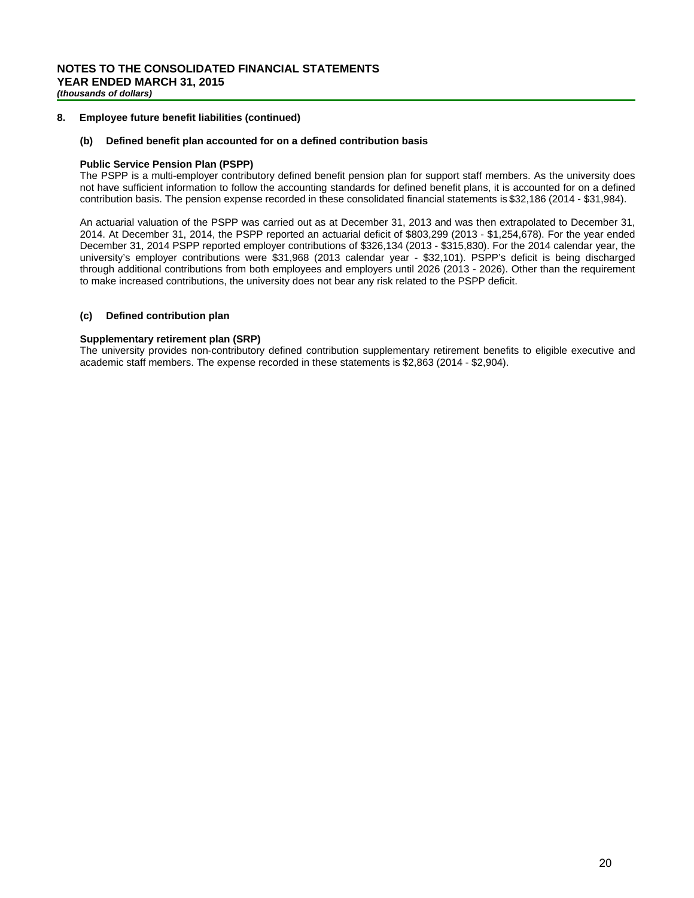## 8. Employee future benefit liabilities (continued)

### (b) Defined benefit plan accounted for on a defined contribution basis

**Public Service Pension Plan (PSPP)**

The PSPP is a multi-employer contributory defined benefit pension plan for support staff members. As the university does not have sufficient information to follow the accounting standards for defined benefit plans, it is accounted for on a defined contribution basis. The pension expense recorded in these consolidated financial statements is $32,186 (2014 - $31,984).

An actuarial valuation of the PSPP was carried out as at December 31, 2013 and was then extrapolated to December 31, 2014. At December 31, 2014, the PSPP reported an actuarial deficit of $803,299 (2013 - $1,254,678). For the year ended December 31, 2014 PSPP reported employer contributions of $326,134 (2013 - $315,830). For the 2014 calendar year, the university's employer contributions were $31,968 (2013 calendar year - $32,101). PSPP's deficit is being discharged through additional contributions from both employees and employers until 2026 (2013 - 2026). Other than the requirement to make increased contributions, the university does not bear any risk related to the PSPP deficit.

### (c) Defined contribution plan

**Supplementary retirement plan (SRP)**

The university provides non-contributory defined contribution supplementary retirement benefits to eligible executive and academic staff members. The expense recorded in these statements is $2,863 (2014 - $2,904).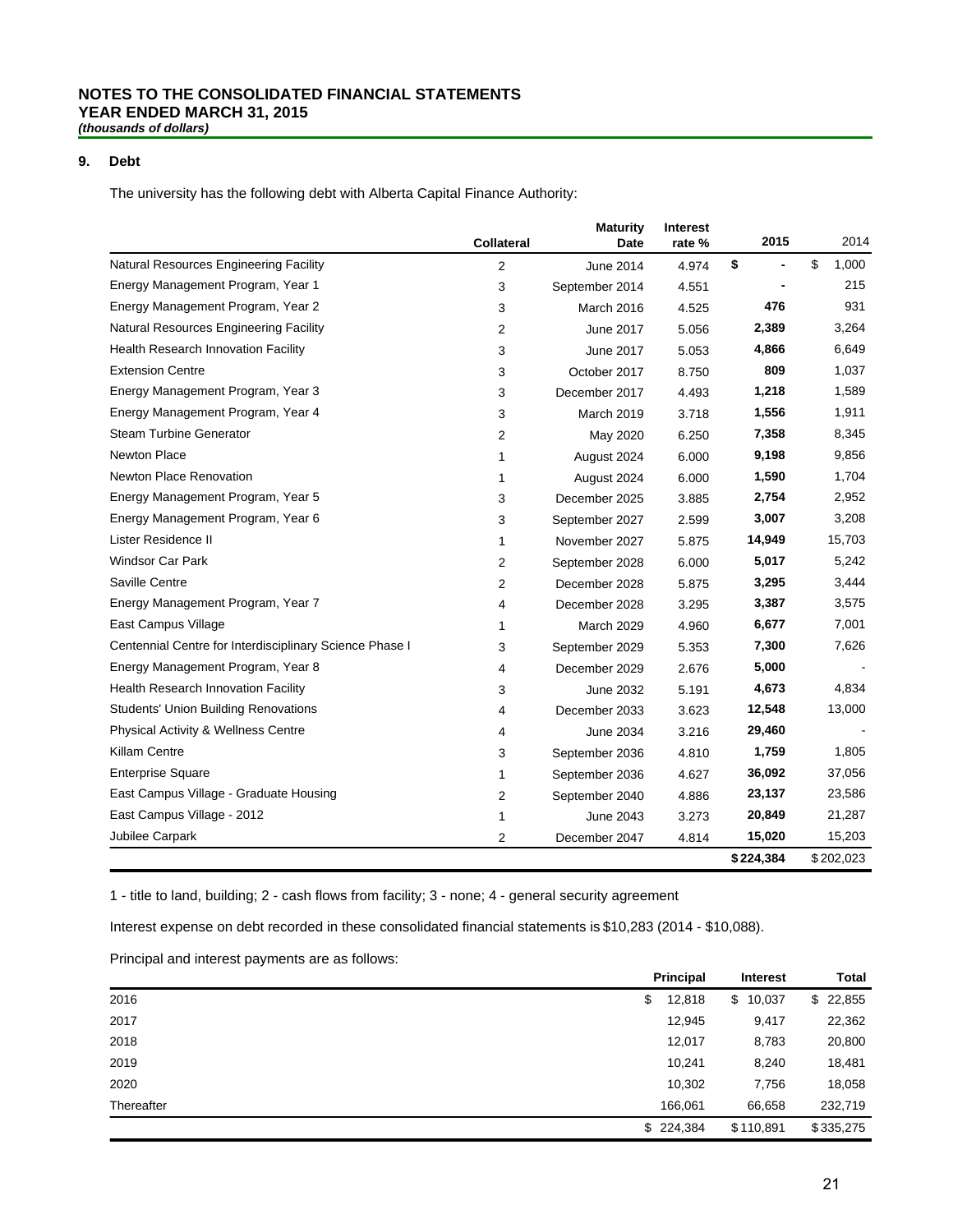**NOTES TO THE CONSOLIDATED FINANCIAL STATEMENTS**
**YEAR ENDED MARCH 31, 2015**
***(thousands of dollars)***

## 9. Debt

The university has the following debt with Alberta Capital Finance Authority:

| | Collateral | Maturity Date | Interest rate % | 2015 | 2014 |
|---|---|---|---|---|---|
| Natural Resources Engineering Facility | 2 | June 2014 | 4.974 | $ - | $ 1,000 |
| Energy Management Program, Year 1 | 3 | September 2014 | 4.551 | - | 215 |
| Energy Management Program, Year 2 | 3 | March 2016 | 4.525 | 476 | 931 |
| Natural Resources Engineering Facility | 2 | June 2017 | 5.056 | 2,389 | 3,264 |
| Health Research Innovation Facility | 3 | June 2017 | 5.053 | 4,866 | 6,649 |
| Extension Centre | 3 | October 2017 | 8.750 | 809 | 1,037 |
| Energy Management Program, Year 3 | 3 | December 2017 | 4.493 | 1,218 | 1,589 |
| Energy Management Program, Year 4 | 3 | March 2019 | 3.718 | 1,556 | 1,911 |
| Steam Turbine Generator | 2 | May 2020 | 6.250 | 7,358 | 8,345 |
| Newton Place | 1 | August 2024 | 6.000 | 9,198 | 9,856 |
| Newton Place Renovation | 1 | August 2024 | 6.000 | 1,590 | 1,704 |
| Energy Management Program, Year 5 | 3 | December 2025 | 3.885 | 2,754 | 2,952 |
| Energy Management Program, Year 6 | 3 | September 2027 | 2.599 | 3,007 | 3,208 |
| Lister Residence II | 1 | November 2027 | 5.875 | 14,949 | 15,703 |
| Windsor Car Park | 2 | September 2028 | 6.000 | 5,017 | 5,242 |
| Saville Centre | 2 | December 2028 | 5.875 | 3,295 | 3,444 |
| Energy Management Program, Year 7 | 4 | December 2028 | 3.295 | 3,387 | 3,575 |
| East Campus Village | 1 | March 2029 | 4.960 | 6,677 | 7,001 |
| Centennial Centre for Interdisciplinary Science Phase I | 3 | September 2029 | 5.353 | 7,300 | 7,626 |
| Energy Management Program, Year 8 | 4 | December 2029 | 2.676 | 5,000 | - |
| Health Research Innovation Facility | 3 | June 2032 | 5.191 | 4,673 | 4,834 |
| Students' Union Building Renovations | 4 | December 2033 | 3.623 | 12,548 | 13,000 |
| Physical Activity & Wellness Centre | 4 | June 2034 | 3.216 | 29,460 | - |
| Killam Centre | 3 | September 2036 | 4.810 | 1,759 | 1,805 |
| Enterprise Square | 1 | September 2036 | 4.627 | 36,092 | 37,056 |
| East Campus Village - Graduate Housing | 2 | September 2040 | 4.886 | 23,137 | 23,586 |
| East Campus Village - 2012 | 1 | June 2043 | 3.273 | 20,849 | 21,287 |
| Jubilee Carpark | 2 | December 2047 | 4.814 | 15,020 | 15,203 |
| | | | | $224,384 | $202,023 |

1 - title to land, building; 2 - cash flows from facility; 3 - none; 4 - general security agreement

Interest expense on debt recorded in these consolidated financial statements is $10,283 (2014 - $10,088).

Principal and interest payments are as follows:

| | Principal | Interest | Total |
|---|---|---|---|
| 2016 | $ 12,818 | $ 10,037 | $ 22,855 |
| 2017 | 12,945 | 9,417 | 22,362 |
| 2018 | 12,017 | 8,783 | 20,800 |
| 2019 | 10,241 | 8,240 | 18,481 |
| 2020 | 10,302 | 7,756 | 18,058 |
| Thereafter | 166,061 | 66,658 | 232,719 |
| | $ 224,384 | $110,891 | $335,275 |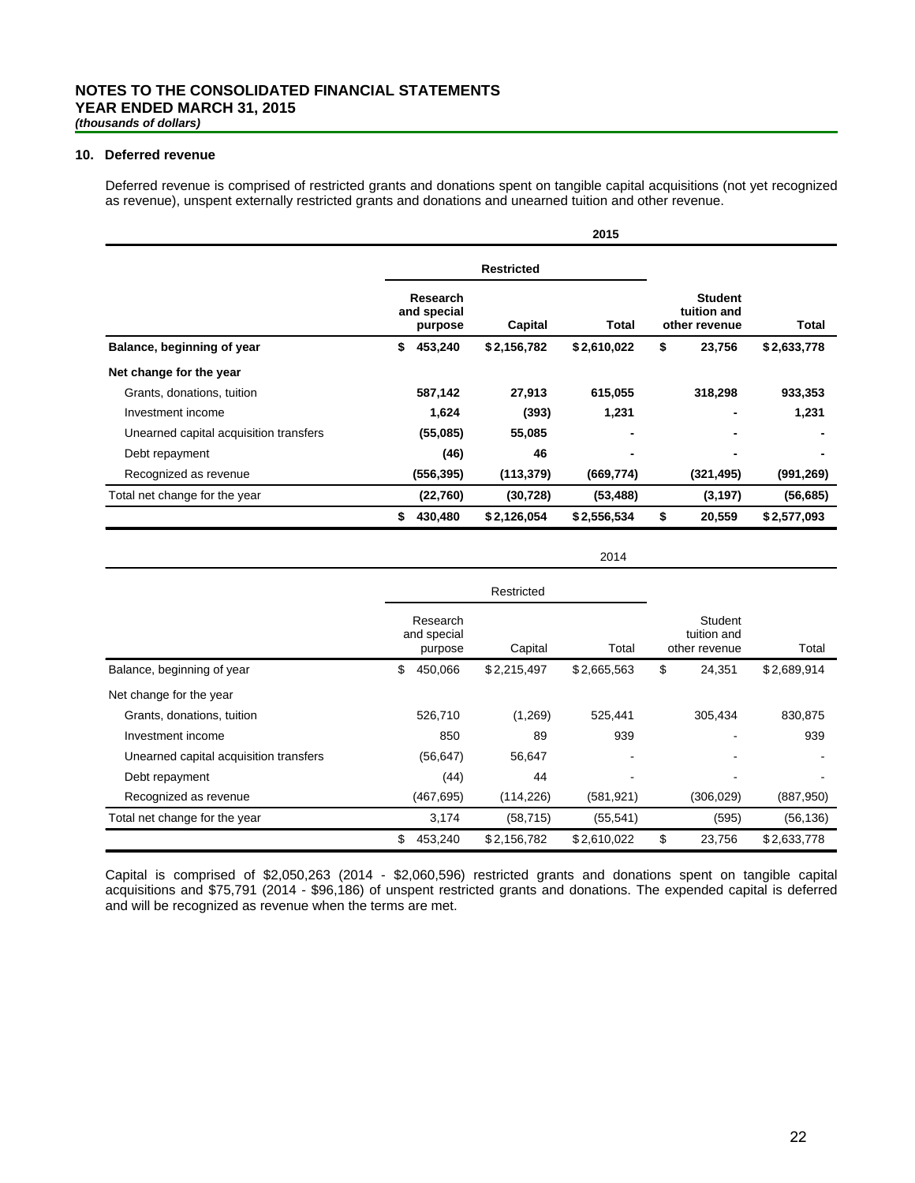**NOTES TO THE CONSOLIDATED FINANCIAL STATEMENTS**
**YEAR ENDED MARCH 31, 2015**
***(thousands of dollars)***

### 10. Deferred revenue

Deferred revenue is comprised of restricted grants and donations spent on tangible capital acquisitions (not yet recognized as revenue), unspent externally restricted grants and donations and unearned tuition and other revenue.

| | **2015** | | | | |
|---|---|---|---|---|---|
| | **Restricted** | | | | |
| | **Research and special purpose** | **Capital** | **Total** | **Student tuition and other revenue** | **Total** |
| **Balance, beginning of year** | **$ 453,240** | **$ 2,156,782** | **$ 2,610,022** | **$ 23,756** | **$ 2,633,778** |
| **Net change for the year** | | | | | |
| Grants, donations, tuition | **587,142** | **27,913** | **615,055** | **318,298** | **933,353** |
| Investment income | **1,624** | **(393)** | **1,231** | **-** | **1,231** |
| Unearned capital acquisition transfers | **(55,085)** | **55,085** | **-** | **-** | **-** |
| Debt repayment | **(46)** | **46** | **-** | **-** | **-** |
| Recognized as revenue | **(556,395)** | **(113,379)** | **(669,774)** | **(321,495)** | **(991,269)** |
| Total net change for the year | **(22,760)** | **(30,728)** | **(53,488)** | **(3,197)** | **(56,685)** |
| | **$ 430,480** | **$ 2,126,054** | **$ 2,556,534** | **$ 20,559** | **$ 2,577,093** |

| | 2014 | | | | |
|---|---|---|---|---|---|
| | Restricted | | | | |
| | Research and special purpose | Capital | Total | Student tuition and other revenue | Total |
| Balance, beginning of year | $ 450,066 | $ 2,215,497 | $ 2,665,563 | $ 24,351 | $ 2,689,914 |
| Net change for the year | | | | | |
| Grants, donations, tuition | 526,710 | (1,269) | 525,441 | 305,434 | 830,875 |
| Investment income | 850 | 89 | 939 | - | 939 |
| Unearned capital acquisition transfers | (56,647) | 56,647 | - | - | - |
| Debt repayment | (44) | 44 | - | - | - |
| Recognized as revenue | (467,695) | (114,226) | (581,921) | (306,029) | (887,950) |
| Total net change for the year | 3,174 | (58,715) | (55,541) | (595) | (56,136) |
| | $ 453,240 | $ 2,156,782 | $ 2,610,022 | $ 23,756 | $ 2,633,778 |

Capital is comprised of $2,050,263 (2014 - $2,060,596) restricted grants and donations spent on tangible capital acquisitions and $75,791 (2014 - $96,186) of unspent restricted grants and donations. The expended capital is deferred and will be recognized as revenue when the terms are met.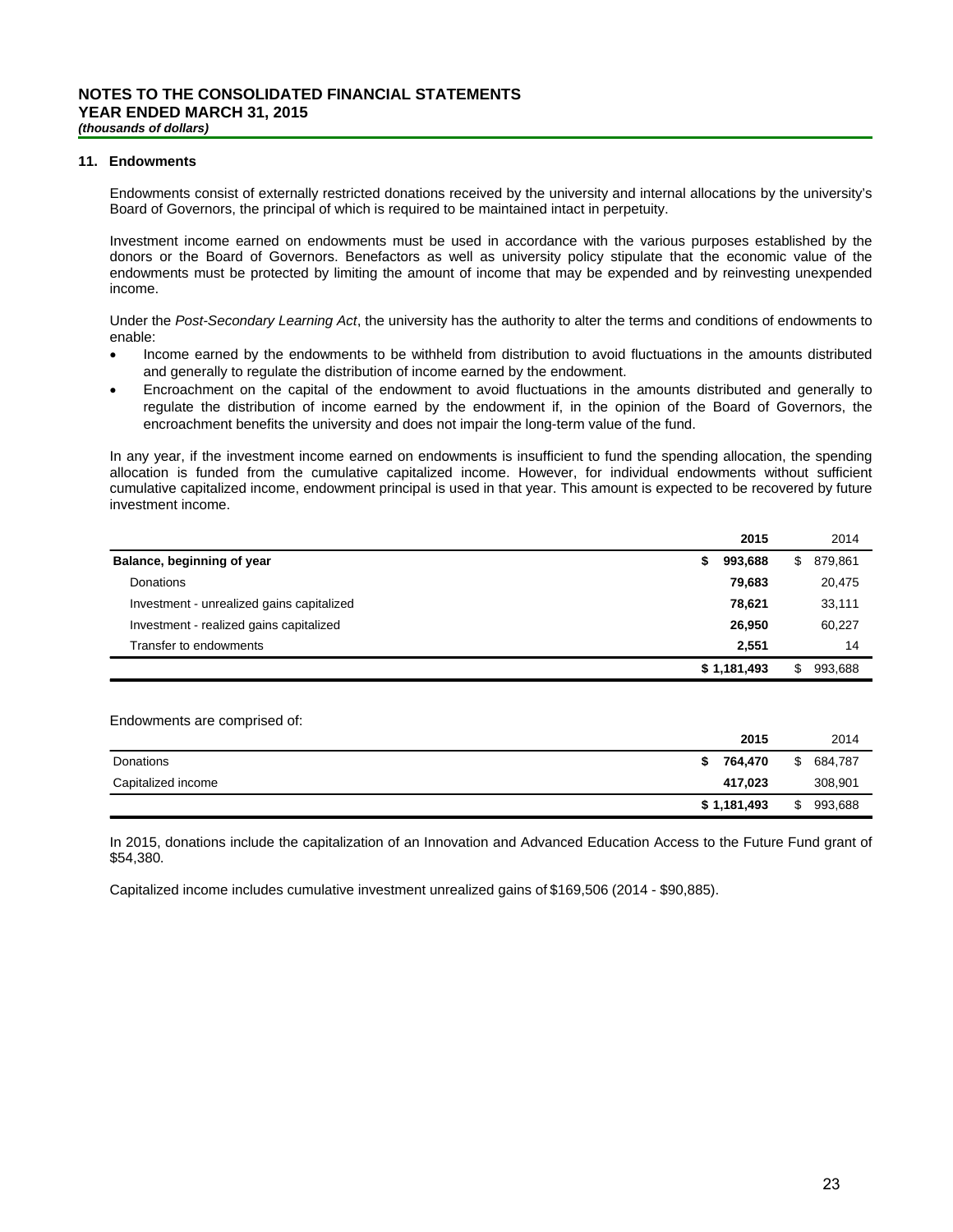# NOTES TO THE CONSOLIDATED FINANCIAL STATEMENTS
## YEAR ENDED MARCH 31, 2015
*(thousands of dollars)*

### 11. Endowments

Endowments consist of externally restricted donations received by the university and internal allocations by the university's Board of Governors, the principal of which is required to be maintained intact in perpetuity.

Investment income earned on endowments must be used in accordance with the various purposes established by the donors or the Board of Governors. Benefactors as well as university policy stipulate that the economic value of the endowments must be protected by limiting the amount of income that may be expended and by reinvesting unexpended income.

Under the *Post-Secondary Learning Act*, the university has the authority to alter the terms and conditions of endowments to enable:

- Income earned by the endowments to be withheld from distribution to avoid fluctuations in the amounts distributed and generally to regulate the distribution of income earned by the endowment.
- Encroachment on the capital of the endowment to avoid fluctuations in the amounts distributed and generally to regulate the distribution of income earned by the endowment if, in the opinion of the Board of Governors, the encroachment benefits the university and does not impair the long-term value of the fund.

In any year, if the investment income earned on endowments is insufficient to fund the spending allocation, the spending allocation is funded from the cumulative capitalized income. However, for individual endowments without sufficient cumulative capitalized income, endowment principal is used in that year. This amount is expected to be recovered by future investment income.

| | 2015 | 2014 |
|---|---|---|
| **Balance, beginning of year** | **$ 993,688** | $ 879,861 |
| Donations | **79,683** | 20,475 |
| Investment - unrealized gains capitalized | **78,621** | 33,111 |
| Investment - realized gains capitalized | **26,950** | 60,227 |
| Transfer to endowments | **2,551** | 14 |
| | **$ 1,181,493** | $ 993,688 |

Endowments are comprised of:

| | 2015 | 2014 |
|---|---|---|
| Donations | **$ 764,470** | $ 684,787 |
| Capitalized income | **417,023** | 308,901 |
| | **$ 1,181,493** | $ 993,688 |

In 2015, donations include the capitalization of an Innovation and Advanced Education Access to the Future Fund grant of $54,380.

Capitalized income includes cumulative investment unrealized gains of $169,506 (2014 - $90,885).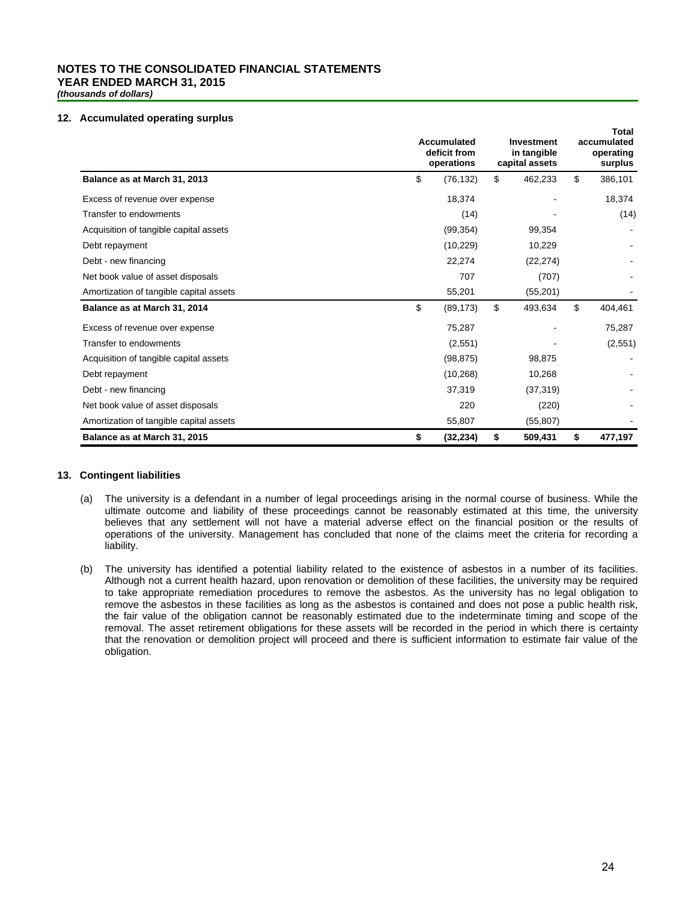**NOTES TO THE CONSOLIDATED FINANCIAL STATEMENTS**
**YEAR ENDED MARCH 31, 2015**
***(thousands of dollars)***

## 12. Accumulated operating surplus

| | Accumulated deficit from operations | Investment in tangible capital assets | Total accumulated operating surplus |
|---|---|---|---|
| **Balance as at March 31, 2013** | $ (76,132) | $ 462,233 | $ 386,101 |
| Excess of revenue over expense | 18,374 | - | 18,374 |
| Transfer to endowments | (14) | - | (14) |
| Acquisition of tangible capital assets | (99,354) | 99,354 | - |
| Debt repayment | (10,229) | 10,229 | - |
| Debt - new financing | 22,274 | (22,274) | - |
| Net book value of asset disposals | 707 | (707) | - |
| Amortization of tangible capital assets | 55,201 | (55,201) | - |
| **Balance as at March 31, 2014** | $ (89,173) | $ 493,634 | $ 404,461 |
| Excess of revenue over expense | 75,287 | - | 75,287 |
| Transfer to endowments | (2,551) | - | (2,551) |
| Acquisition of tangible capital assets | (98,875) | 98,875 | - |
| Debt repayment | (10,268) | 10,268 | - |
| Debt - new financing | 37,319 | (37,319) | - |
| Net book value of asset disposals | 220 | (220) | - |
| Amortization of tangible capital assets | 55,807 | (55,807) | - |
| **Balance as at March 31, 2015** | **$ (32,234)** | **$ 509,431** | **$ 477,197** |

## 13. Contingent liabilities

(a) The university is a defendant in a number of legal proceedings arising in the normal course of business. While the ultimate outcome and liability of these proceedings cannot be reasonably estimated at this time, the university believes that any settlement will not have a material adverse effect on the financial position or the results of operations of the university. Management has concluded that none of the claims meet the criteria for recording a liability.

(b) The university has identified a potential liability related to the existence of asbestos in a number of its facilities. Although not a current health hazard, upon renovation or demolition of these facilities, the university may be required to take appropriate remediation procedures to remove the asbestos. As the university has no legal obligation to remove the asbestos in these facilities as long as the asbestos is contained and does not pose a public health risk, the fair value of the obligation cannot be reasonably estimated due to the indeterminate timing and scope of the removal. The asset retirement obligations for these assets will be recorded in the period in which there is certainty that the renovation or demolition project will proceed and there is sufficient information to estimate fair value of the obligation.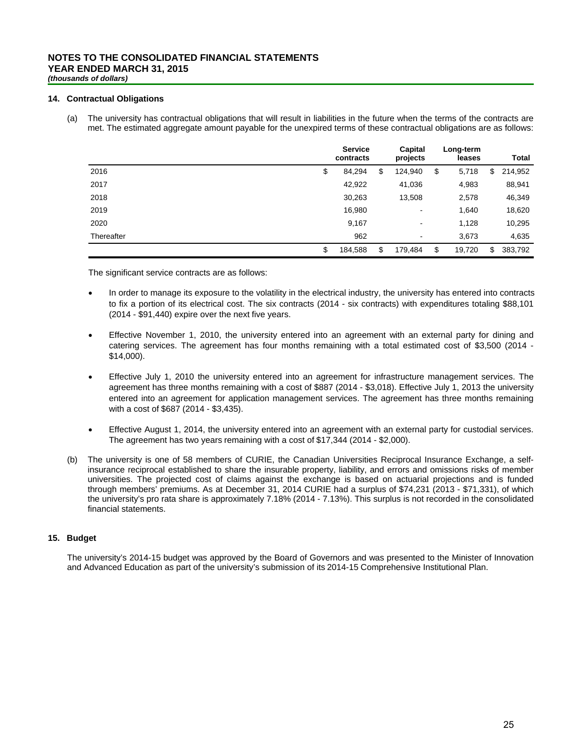**NOTES TO THE CONSOLIDATED FINANCIAL STATEMENTS**
**YEAR ENDED MARCH 31, 2015**
***(thousands of dollars)***

## 14. Contractual Obligations

(a) The university has contractual obligations that will result in liabilities in the future when the terms of the contracts are met. The estimated aggregate amount payable for the unexpired terms of these contractual obligations are as follows:

| | Service contracts | Capital projects | Long-term leases | Total |
|---|---|---|---|---|
| 2016 | $ 84,294 | $ 124,940 | $ 5,718 | $ 214,952 |
| 2017 | 42,922 | 41,036 | 4,983 | 88,941 |
| 2018 | 30,263 | 13,508 | 2,578 | 46,349 |
| 2019 | 16,980 | - | 1,640 | 18,620 |
| 2020 | 9,167 | - | 1,128 | 10,295 |
| Thereafter | 962 | - | 3,673 | 4,635 |
| | $ 184,588 | $ 179,484 | $ 19,720 | $ 383,792 |

The significant service contracts are as follows:

- In order to manage its exposure to the volatility in the electrical industry, the university has entered into contracts to fix a portion of its electrical cost. The six contracts (2014 - six contracts) with expenditures totaling $88,101 (2014 - $91,440) expire over the next five years.

- Effective November 1, 2010, the university entered into an agreement with an external party for dining and catering services. The agreement has four months remaining with a total estimated cost of $3,500 (2014 - $14,000).

- Effective July 1, 2010 the university entered into an agreement for infrastructure management services. The agreement has three months remaining with a cost of $887 (2014 - $3,018). Effective July 1, 2013 the university entered into an agreement for application management services. The agreement has three months remaining with a cost of $687 (2014 - $3,435).

- Effective August 1, 2014, the university entered into an agreement with an external party for custodial services. The agreement has two years remaining with a cost of $17,344 (2014 - $2,000).

(b) The university is one of 58 members of CURIE, the Canadian Universities Reciprocal Insurance Exchange, a self-insurance reciprocal established to share the insurable property, liability, and errors and omissions risks of member universities. The projected cost of claims against the exchange is based on actuarial projections and is funded through members' premiums. As at December 31, 2014 CURIE had a surplus of $74,231 (2013 - $71,331), of which the university's pro rata share is approximately 7.18% (2014 - 7.13%). This surplus is not recorded in the consolidated financial statements.

## 15. Budget

The university's 2014-15 budget was approved by the Board of Governors and was presented to the Minister of Innovation and Advanced Education as part of the university's submission of its 2014-15 Comprehensive Institutional Plan.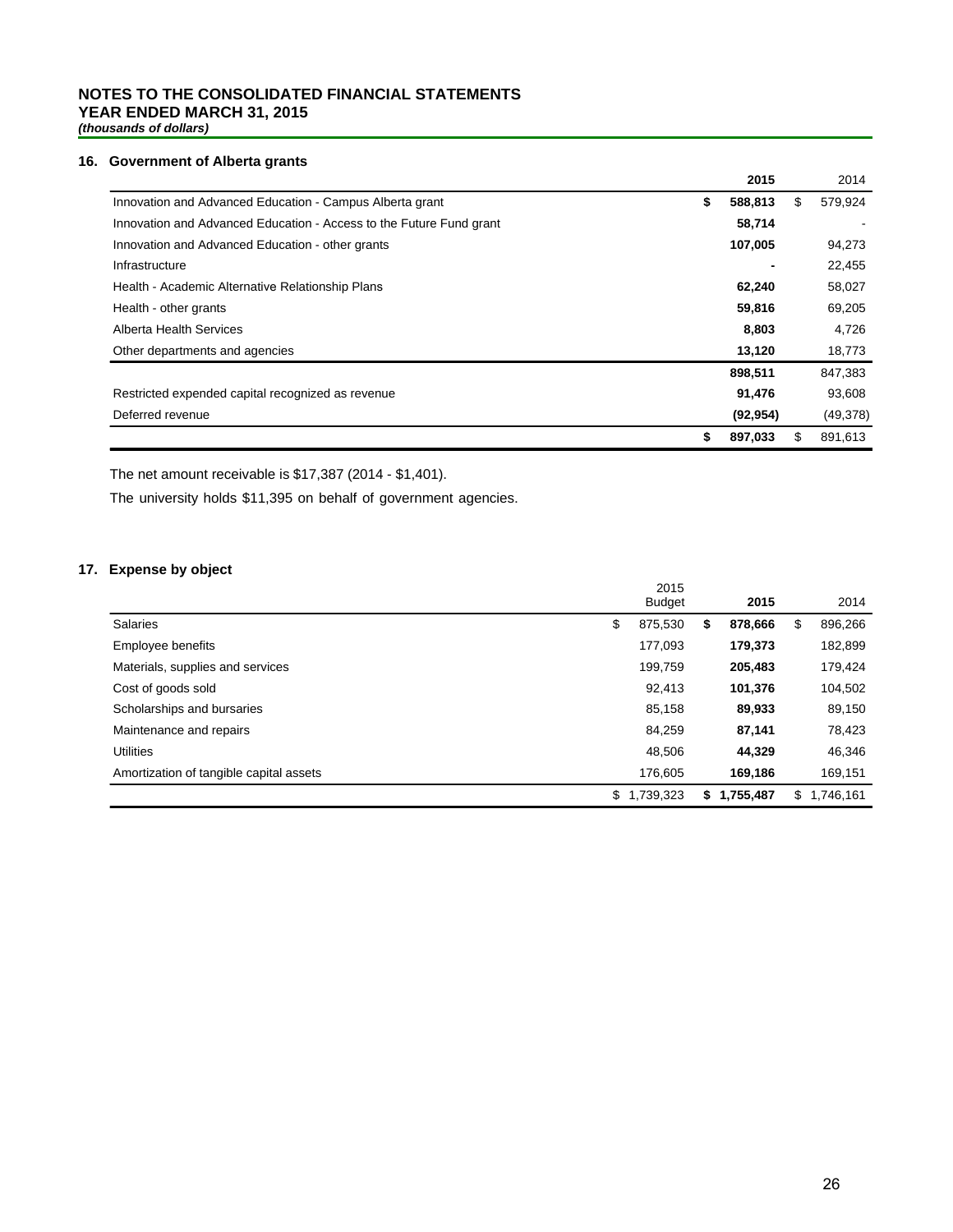**NOTES TO THE CONSOLIDATED FINANCIAL STATEMENTS**
**YEAR ENDED MARCH 31, 2015**
***(thousands of dollars)***

## 16. Government of Alberta grants

| | 2015 | 2014 |
|---|---|---|
| Innovation and Advanced Education - Campus Alberta grant | **$ 588,813** | $ 579,924 |
| Innovation and Advanced Education - Access to the Future Fund grant | **58,714** | - |
| Innovation and Advanced Education - other grants | **107,005** | 94,273 |
| Infrastructure | **-** | 22,455 |
| Health - Academic Alternative Relationship Plans | **62,240** | 58,027 |
| Health - other grants | **59,816** | 69,205 |
| Alberta Health Services | **8,803** | 4,726 |
| Other departments and agencies | **13,120** | 18,773 |
| | **898,511** | 847,383 |
| Restricted expended capital recognized as revenue | **91,476** | 93,608 |
| Deferred revenue | **(92,954)** | (49,378) |
| | **$ 897,033** | $ 891,613 |

The net amount receivable is $17,387 (2014 - $1,401).

The university holds $11,395 on behalf of government agencies.

## 17. Expense by object

| | 2015 Budget | 2015 | 2014 |
|---|---|---|---|
| Salaries | $ 875,530 | **$ 878,666** | $ 896,266 |
| Employee benefits | 177,093 | **179,373** | 182,899 |
| Materials, supplies and services | 199,759 | **205,483** | 179,424 |
| Cost of goods sold | 92,413 | **101,376** | 104,502 |
| Scholarships and bursaries | 85,158 | **89,933** | 89,150 |
| Maintenance and repairs | 84,259 | **87,141** | 78,423 |
| Utilities | 48,506 | **44,329** | 46,346 |
| Amortization of tangible capital assets | 176,605 | **169,186** | 169,151 |
| | $ 1,739,323 | **$ 1,755,487** | $ 1,746,161 |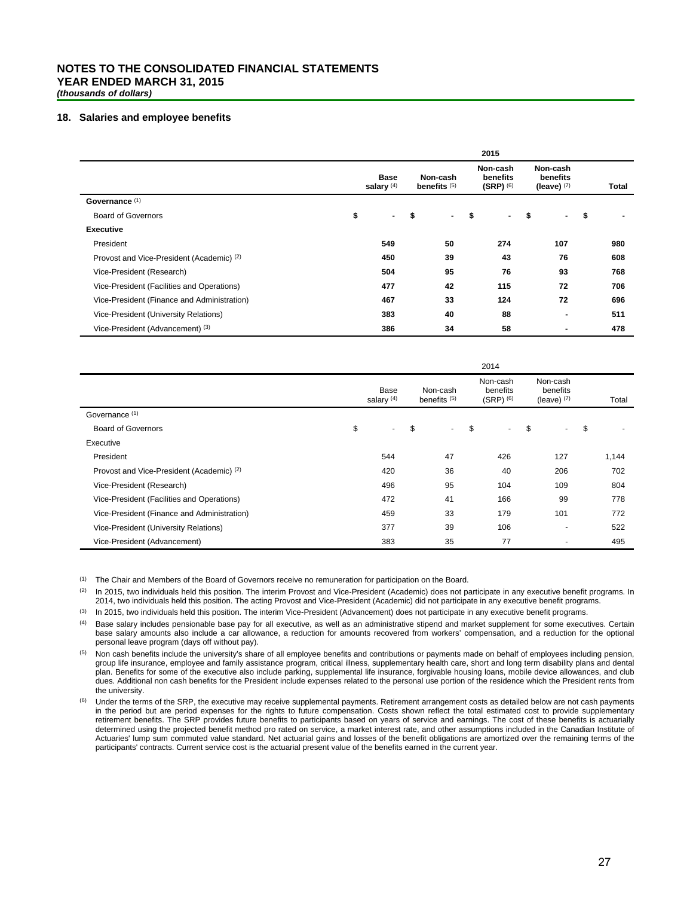## NOTES TO THE CONSOLIDATED FINANCIAL STATEMENTS
## YEAR ENDED MARCH 31, 2015
***(thousands of dollars)***

### 18. Salaries and employee benefits

| | 2015 | | | | |
|---|---|---|---|---|---|
| | **Base salary [4]** | **Non-cash benefits [5]** | **Non-cash benefits (SRP) [6]** | **Non-cash benefits (leave) [7]** | **Total** |
| **Governance [1]** | | | | | |
| Board of Governors | $ - | $ - | $ - | $ - | $ - |
| **Executive** | | | | | |
| President | **549** | **50** | **274** | **107** | **980** |
| Provost and Vice-President (Academic) [2] | **450** | **39** | **43** | **76** | **608** |
| Vice-President (Research) | **504** | **95** | **76** | **93** | **768** |
| Vice-President (Facilities and Operations) | **477** | **42** | **115** | **72** | **706** |
| Vice-President (Finance and Administration) | **467** | **33** | **124** | **72** | **696** |
| Vice-President (University Relations) | **383** | **40** | **88** | **-** | **511** |
| Vice-President (Advancement) [3] | **386** | **34** | **58** | **-** | **478** |

| | 2014 | | | | |
|---|---|---|---|---|---|
| | Base salary [4] | Non-cash benefits [5] | Non-cash benefits (SRP) [6] | Non-cash benefits (leave) [7] | Total |
| Governance [1] | | | | | |
| Board of Governors | $ - | $ - | $ - | $ - | $ - |
| Executive | | | | | |
| President | 544 | 47 | 426 | 127 | 1,144 |
| Provost and Vice-President (Academic) [2] | 420 | 36 | 40 | 206 | 702 |
| Vice-President (Research) | 496 | 95 | 104 | 109 | 804 |
| Vice-President (Facilities and Operations) | 472 | 41 | 166 | 99 | 778 |
| Vice-President (Finance and Administration) | 459 | 33 | 179 | 101 | 772 |
| Vice-President (University Relations) | 377 | 39 | 106 | - | 522 |
| Vice-President (Advancement) | 383 | 35 | 77 | - | 495 |

(1) The Chair and Members of the Board of Governors receive no remuneration for participation on the Board.

(2) In 2015, two individuals held this position. The interim Provost and Vice-President (Academic) does not participate in any executive benefit programs. In 2014, two individuals held this position. The acting Provost and Vice-President (Academic) did not participate in any executive benefit programs.

(3) In 2015, two individuals held this position. The interim Vice-President (Advancement) does not participate in any executive benefit programs.

(4) Base salary includes pensionable base pay for all executive, as well as an administrative stipend and market supplement for some executives. Certain base salary amounts also include a car allowance, a reduction for amounts recovered from workers' compensation, and a reduction for the optional personal leave program (days off without pay).

(5) Non cash benefits include the university's share of all employee benefits and contributions or payments made on behalf of employees including pension, group life insurance, employee and family assistance program, critical illness, supplementary health care, short and long term disability plans and dental plan. Benefits for some of the executive also include parking, supplemental life insurance, forgivable housing loans, mobile device allowances, and club dues. Additional non cash benefits for the President include expenses related to the personal use portion of the residence which the President rents from the university.

(6) Under the terms of the SRP, the executive may receive supplemental payments. Retirement arrangement costs as detailed below are not cash payments in the period but are period expenses for the rights to future compensation. Costs shown reflect the total estimated cost to provide supplementary retirement benefits. The SRP provides future benefits to participants based on years of service and earnings. The cost of these benefits is actuarially determined using the projected benefit method pro rated on service, a market interest rate, and other assumptions included in the Canadian Institute of Actuaries' lump sum commuted value standard. Net actuarial gains and losses of the benefit obligations are amortized over the remaining terms of the participants' contracts. Current service cost is the actuarial present value of the benefits earned in the current year.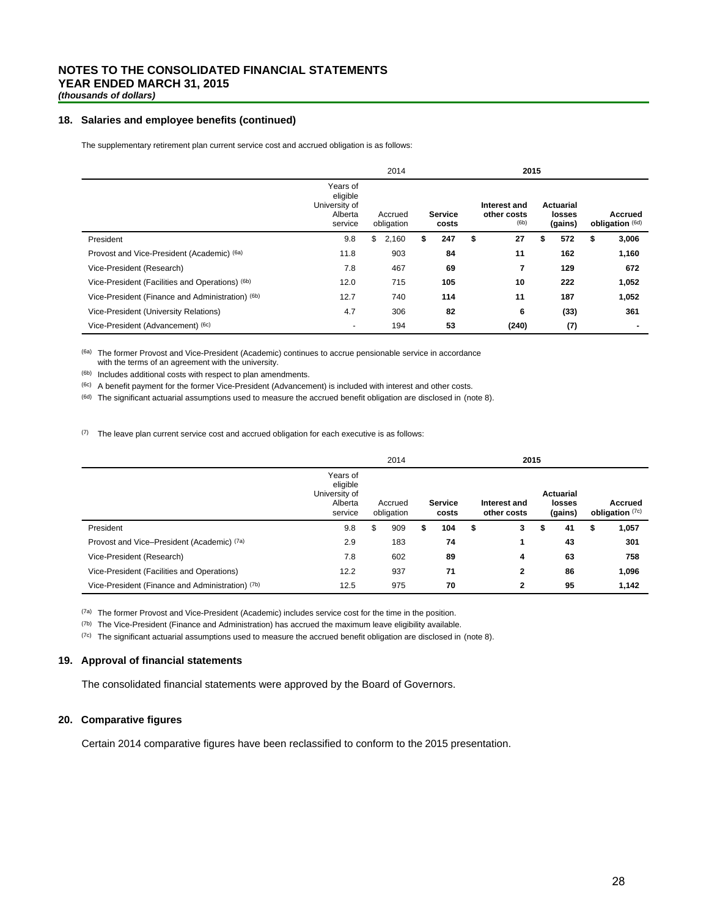**NOTES TO THE CONSOLIDATED FINANCIAL STATEMENTS**
**YEAR ENDED MARCH 31, 2015**
***(thousands of dollars)***

## 18. Salaries and employee benefits (continued)

The supplementary retirement plan current service cost and accrued obligation is as follows:

| | 2014 | | 2015 | | | |
|---|---|---|---|---|---|---|
| | Years of eligible University of Alberta service | Accrued obligation | **Service costs** | **Interest and other costs** (6b) | **Actuarial losses (gains)** | **Accrued obligation** (6d) |
| President | 9.8 | $ 2,160 | **$ 247** | **$ 27** | **$ 572** | **$ 3,006** |
| Provost and Vice-President (Academic) (6a) | 11.8 | 903 | **84** | **11** | **162** | **1,160** |
| Vice-President (Research) | 7.8 | 467 | **69** | **7** | **129** | **672** |
| Vice-President (Facilities and Operations) (6b) | 12.0 | 715 | **105** | **10** | **222** | **1,052** |
| Vice-President (Finance and Administration) (6b) | 12.7 | 740 | **114** | **11** | **187** | **1,052** |
| Vice-President (University Relations) | 4.7 | 306 | **82** | **6** | **(33)** | **361** |
| Vice-President (Advancement) (6c) | - | 194 | **53** | **(240)** | **(7)** | **-** |

(6a) The former Provost and Vice-President (Academic) continues to accrue pensionable service in accordance with the terms of an agreement with the university.

(6b) Includes additional costs with respect to plan amendments.

(6c) A benefit payment for the former Vice-President (Advancement) is included with interest and other costs.

(6d) The significant actuarial assumptions used to measure the accrued benefit obligation are disclosed in (note 8).

(7) The leave plan current service cost and accrued obligation for each executive is as follows:

| | 2014 | | 2015 | | | |
|---|---|---|---|---|---|---|
| | Years of eligible University of Alberta service | Accrued obligation | **Service costs** | **Interest and other costs** | **Actuarial losses (gains)** | **Accrued obligation** (7c) |
| President | 9.8 | $ 909 | **$ 104** | **$ 3** | **$ 41** | **$ 1,057** |
| Provost and Vice–President (Academic) (7a) | 2.9 | 183 | **74** | **1** | **43** | **301** |
| Vice-President (Research) | 7.8 | 602 | **89** | **4** | **63** | **758** |
| Vice-President (Facilities and Operations) | 12.2 | 937 | **71** | **2** | **86** | **1,096** |
| Vice-President (Finance and Administration) (7b) | 12.5 | 975 | **70** | **2** | **95** | **1,142** |

(7a) The former Provost and Vice-President (Academic) includes service cost for the time in the position.

(7b) The Vice-President (Finance and Administration) has accrued the maximum leave eligibility available.

(7c) The significant actuarial assumptions used to measure the accrued benefit obligation are disclosed in (note 8).

## 19. Approval of financial statements

The consolidated financial statements were approved by the Board of Governors.

## 20. Comparative figures

Certain 2014 comparative figures have been reclassified to conform to the 2015 presentation.